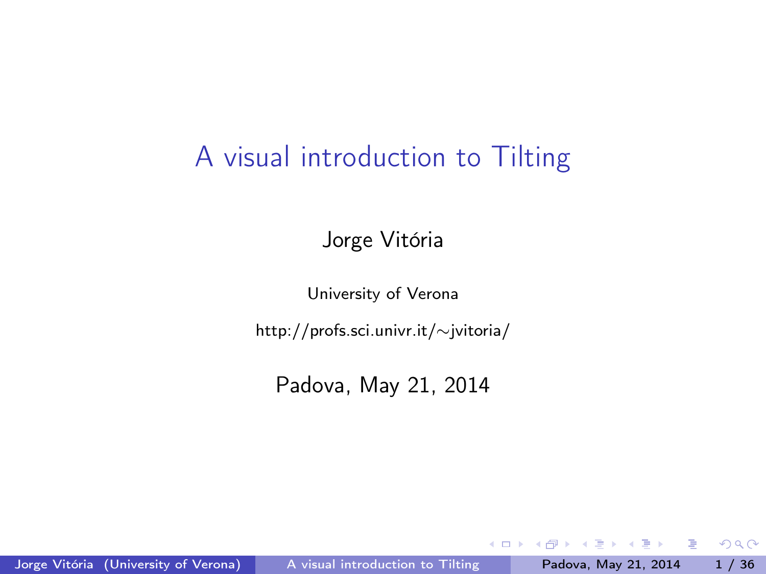# A visual introduction to Tilting

Jorge Vitória

University of Verona

http://profs.sci.univr.it/∼jvitoria/

Padova, May 21, 2014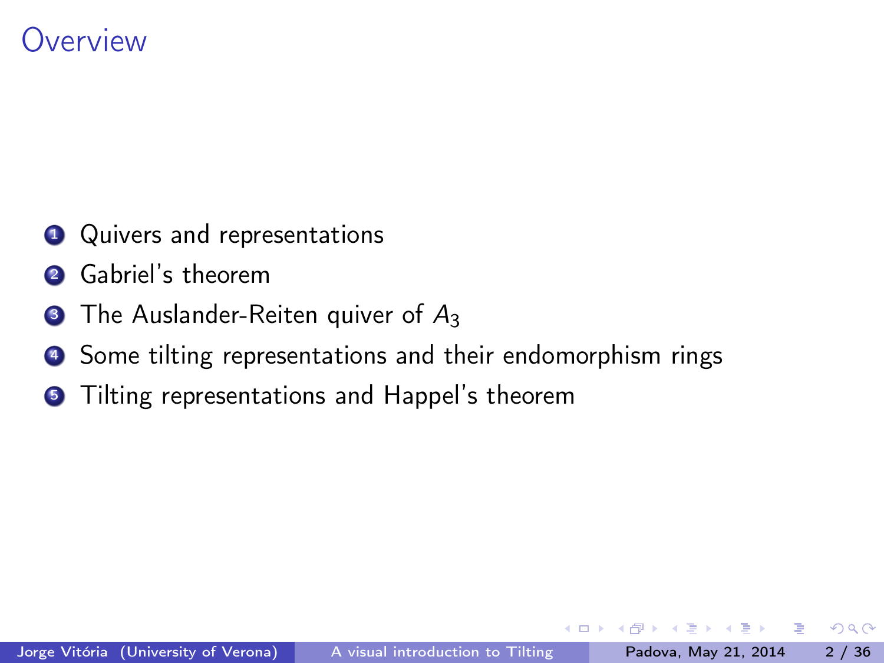# Overview

1. Quivers and representations
2. Gabriel's theorem
3. The Auslander-Reiten quiver of $A_3$
4. Some tilting representations and their endomorphism rings
5. Tilting representations and Happel's theorem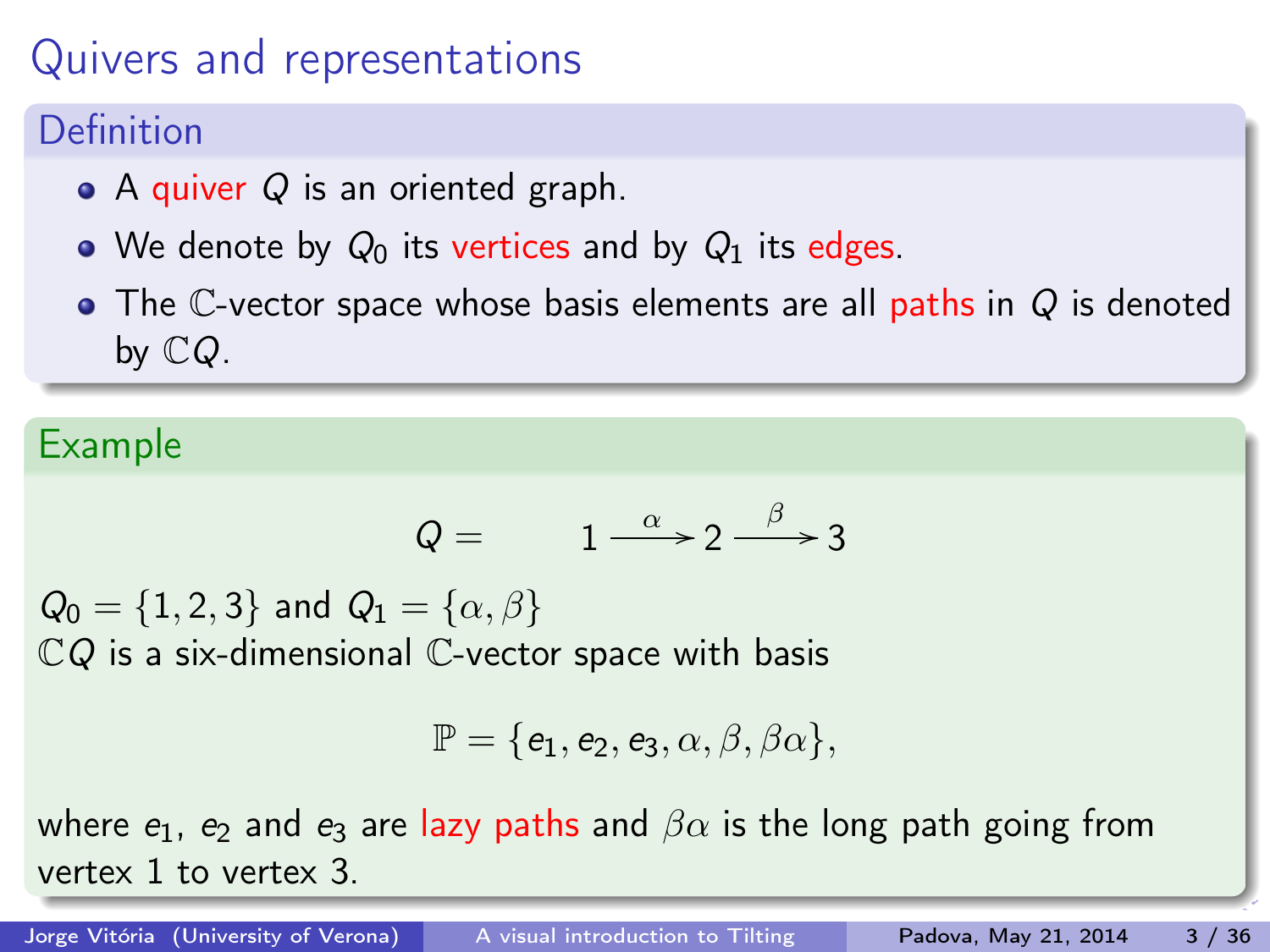# Quivers and representations

## Definition

- A quiver $Q$ is an oriented graph.
- We denote by $Q_0$ its vertices and by $Q_1$ its edges.
- The $\mathbb{C}$-vector space whose basis elements are all paths in $Q$ is denoted by $\mathbb{C}Q$.

## Example

$$Q = \qquad 1 \xrightarrow{\alpha} 2 \xrightarrow{\beta} 3$$

$Q_0 = \{1, 2, 3\}$ and $Q_1 = \{\alpha, \beta\}$
$\mathbb{C}Q$ is a six-dimensional $\mathbb{C}$-vector space with basis

$$\mathbb{P} = \{e_1, e_2, e_3, \alpha, \beta, \beta\alpha\},$$

where $e_1$, $e_2$ and $e_3$ are lazy paths and $\beta\alpha$ is the long path going from vertex 1 to vertex 3.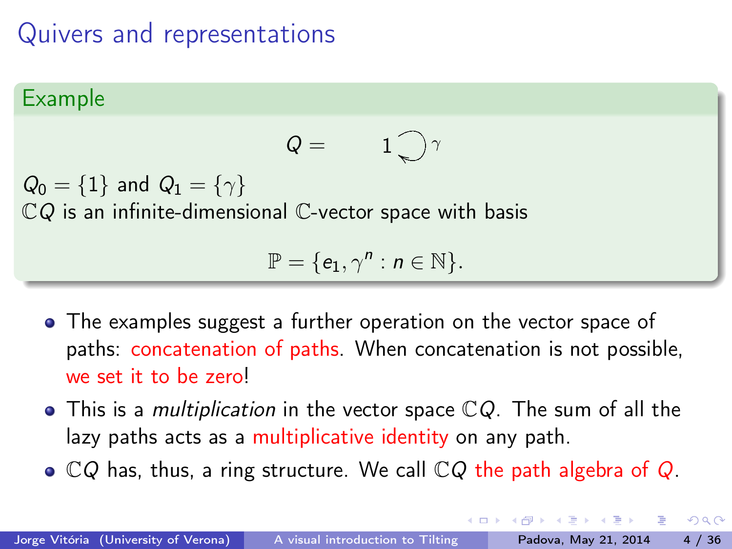# Quivers and representations

**Example**

$$Q = \quad 1 \circlearrowleft \gamma$$

$Q_0 = \{1\}$ and $Q_1 = \{\gamma\}$
$\mathbb{C}Q$ is an infinite-dimensional $\mathbb{C}$-vector space with basis

$$\mathbb{P} = \{e_1, \gamma^n : n \in \mathbb{N}\}.$$

- The examples suggest a further operation on the vector space of paths: concatenation of paths. When concatenation is not possible, we set it to be zero!
- This is a *multiplication* in the vector space $\mathbb{C}Q$. The sum of all the lazy paths acts as a multiplicative identity on any path.
- $\mathbb{C}Q$ has, thus, a ring structure. We call $\mathbb{C}Q$ the path algebra of $Q$.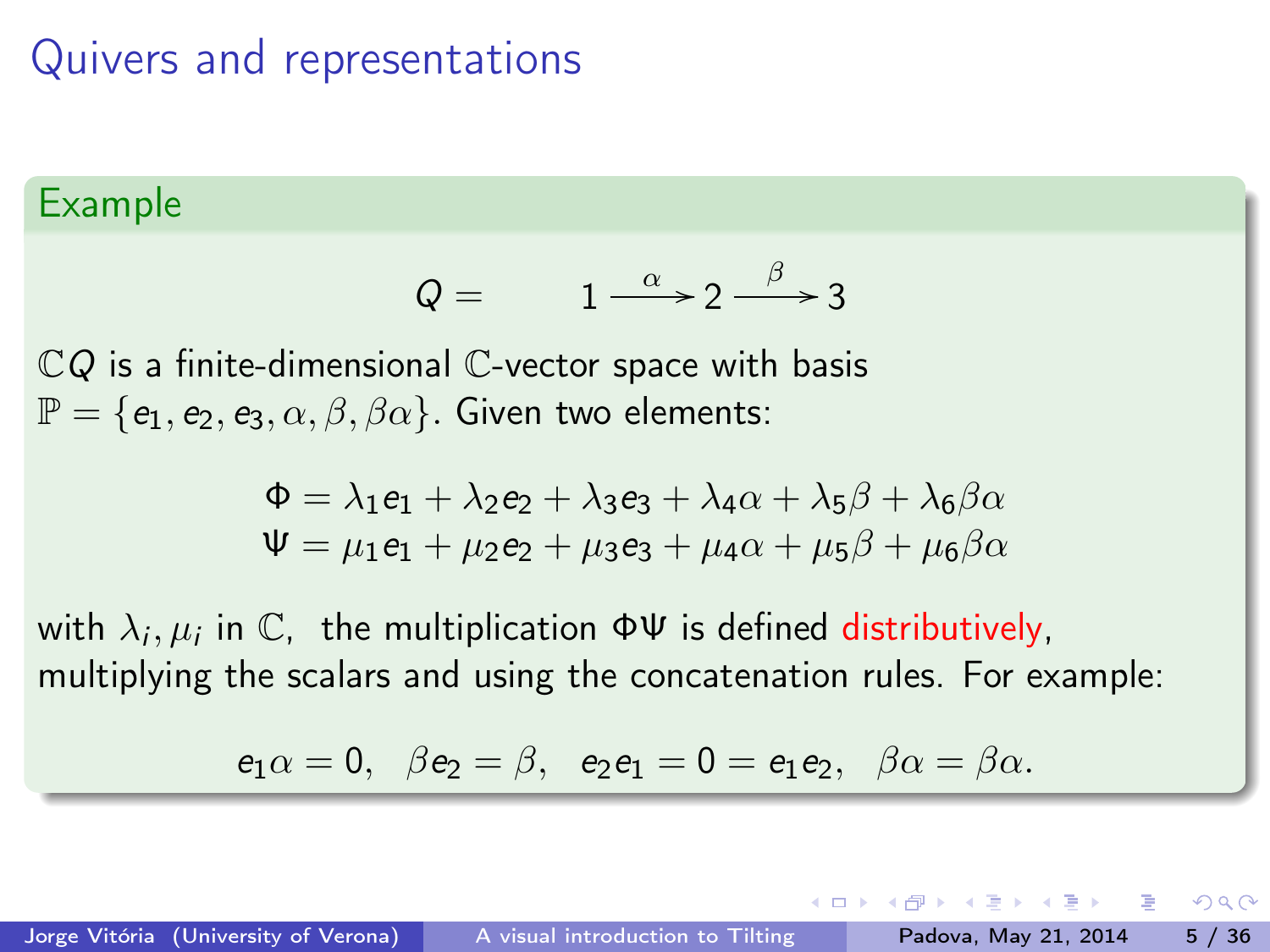# Quivers and representations

**Example**

$$Q = \qquad 1 \xrightarrow{\alpha} 2 \xrightarrow{\beta} 3$$

$\mathbb{C}Q$ is a finite-dimensional $\mathbb{C}$-vector space with basis $\mathbb{P} = \{e_1, e_2, e_3, \alpha, \beta, \beta\alpha\}$. Given two elements:

$$\Phi = \lambda_1 e_1 + \lambda_2 e_2 + \lambda_3 e_3 + \lambda_4 \alpha + \lambda_5 \beta + \lambda_6 \beta\alpha$$
$$\Psi = \mu_1 e_1 + \mu_2 e_2 + \mu_3 e_3 + \mu_4 \alpha + \mu_5 \beta + \mu_6 \beta\alpha$$

with $\lambda_i, \mu_i$ in $\mathbb{C}$, the multiplication $\Phi\Psi$ is defined distributively, multiplying the scalars and using the concatenation rules. For example:

$$e_1\alpha = 0, \quad \beta e_2 = \beta, \quad e_2 e_1 = 0 = e_1 e_2, \quad \beta\alpha = \beta\alpha.$$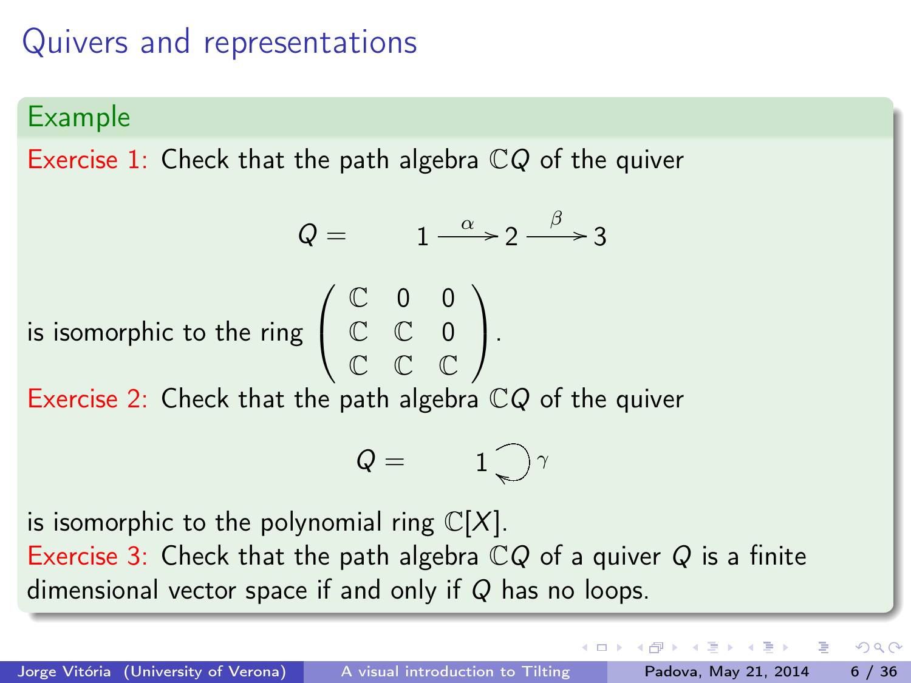# Quivers and representations

**Example**

Exercise 1: Check that the path algebra $\mathbb{C}Q$ of the quiver

$$Q = \qquad 1 \xrightarrow{\alpha} 2 \xrightarrow{\beta} 3$$

is isomorphic to the ring $\begin{pmatrix} \mathbb{C} & 0 & 0 \\ \mathbb{C} & \mathbb{C} & 0 \\ \mathbb{C} & \mathbb{C} & \mathbb{C} \end{pmatrix}$.

Exercise 2: Check that the path algebra $\mathbb{C}Q$ of the quiver

$$Q = \qquad 1 \circlearrowright \gamma$$

is isomorphic to the polynomial ring $\mathbb{C}[X]$.

Exercise 3: Check that the path algebra $\mathbb{C}Q$ of a quiver $Q$ is a finite dimensional vector space if and only if $Q$ has no loops.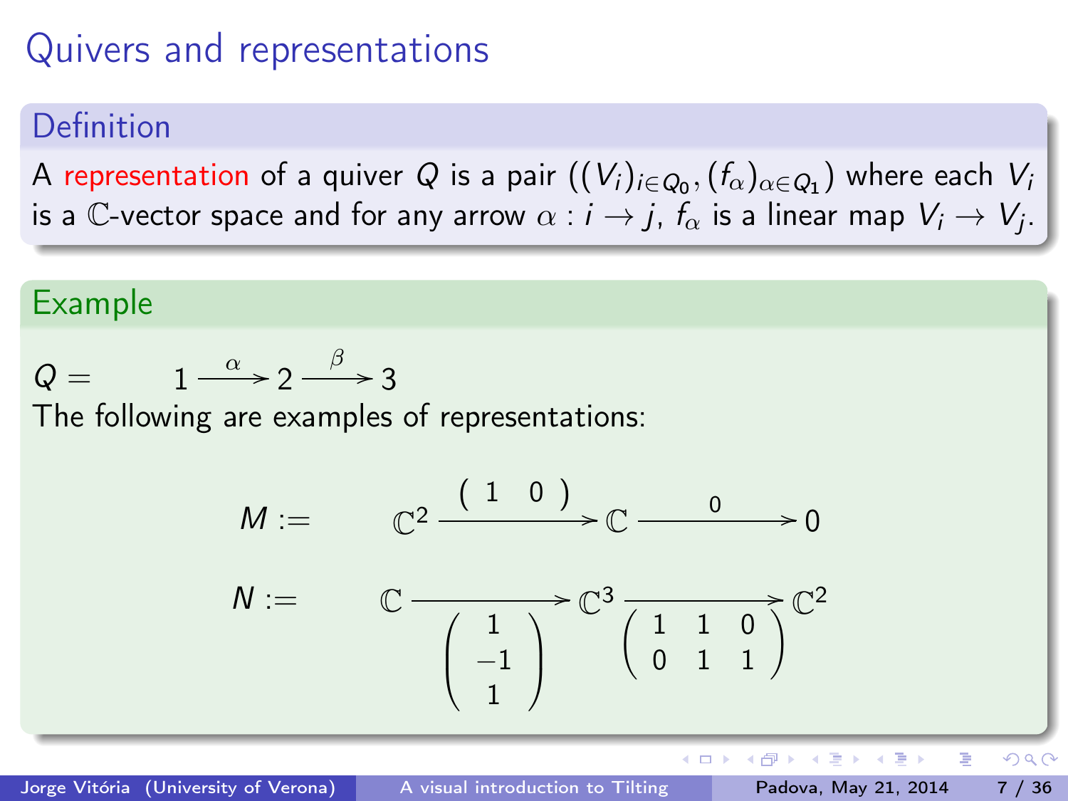# Quivers and representations

## Definition

A representation of a quiver $Q$ is a pair $((V_i)_{i \in Q_0}, (f_\alpha)_{\alpha \in Q_1})$ where each $V_i$ is a $\mathbb{C}$-vector space and for any arrow $\alpha : i \to j$, $f_\alpha$ is a linear map $V_i \to V_j$.

## Example

$$Q = \qquad 1 \xrightarrow{\alpha} 2 \xrightarrow{\beta} 3$$

The following are examples of representations:

$$M := \qquad \mathbb{C}^2 \xrightarrow{\begin{pmatrix} 1 & 0 \end{pmatrix}} \mathbb{C} \xrightarrow{0} 0$$

$$N := \qquad \mathbb{C} \xrightarrow[\begin{pmatrix} 1 \\ -1 \\ 1 \end{pmatrix}]{} \mathbb{C}^3 \xrightarrow[\begin{pmatrix} 1 & 1 & 0 \\ 0 & 1 & 1 \end{pmatrix}]{} \mathbb{C}^2$$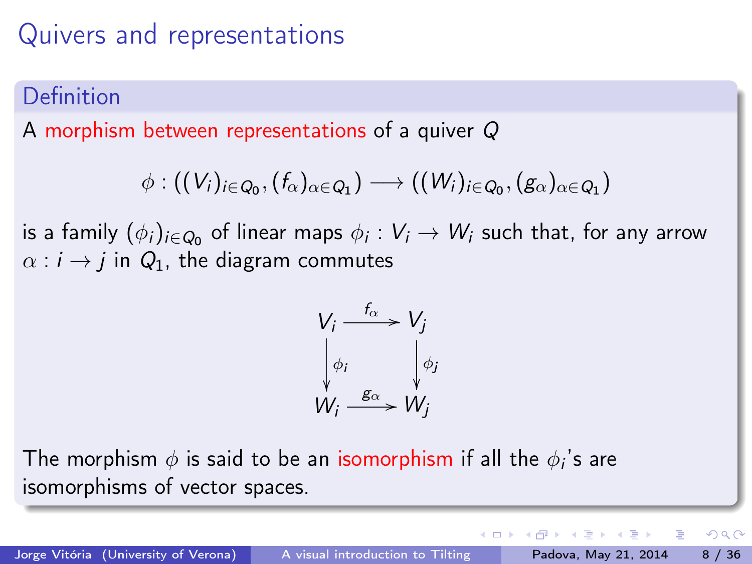# Quivers and representations

## Definition

A morphism between representations of a quiver $Q$

$$\phi : ((V_i)_{i \in Q_0}, (f_\alpha)_{\alpha \in Q_1}) \longrightarrow ((W_i)_{i \in Q_0}, (g_\alpha)_{\alpha \in Q_1})$$

is a family $(\phi_i)_{i \in Q_0}$ of linear maps $\phi_i : V_i \to W_i$ such that, for any arrow $\alpha : i \to j$ in $Q_1$, the diagram commutes

$$\begin{array}{ccc} V_i & \xrightarrow{f_\alpha} & V_j \\ \downarrow{\scriptstyle \phi_i} & & \downarrow{\scriptstyle \phi_j} \\ W_i & \xrightarrow{g_\alpha} & W_j \end{array}$$

The morphism $\phi$ is said to be an isomorphism if all the $\phi_i$'s are isomorphisms of vector spaces.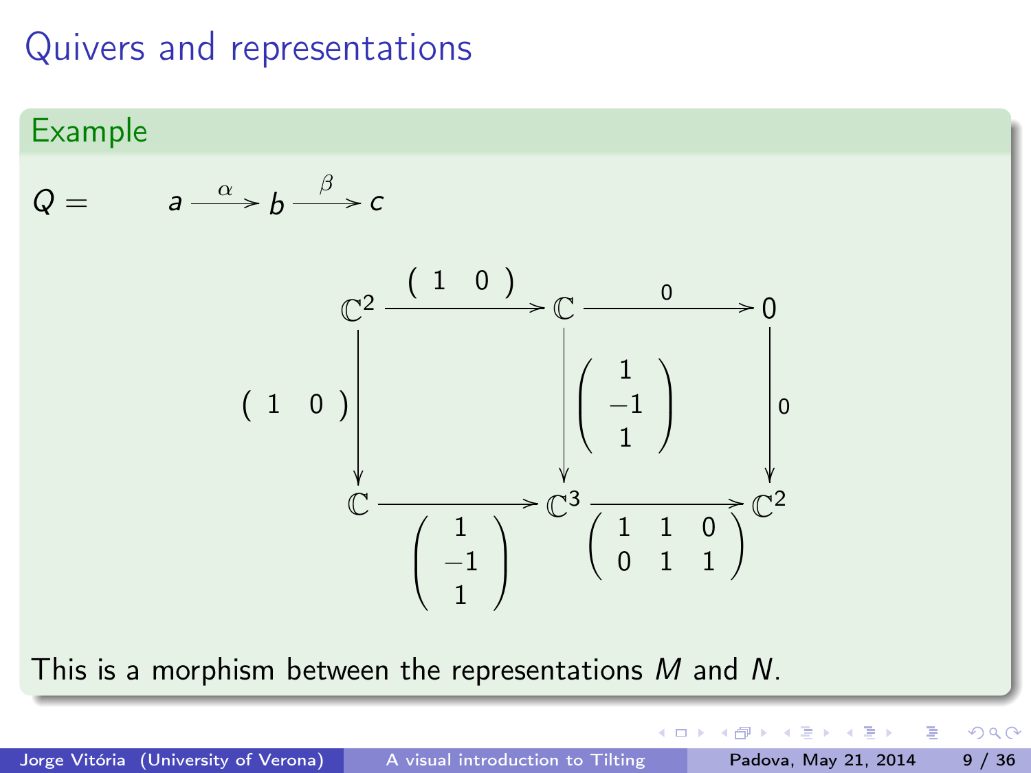# Quivers and representations

## Example

$$Q = \quad a \xrightarrow{\alpha} b \xrightarrow{\beta} c$$

$$\begin{array}{ccccc}
\mathbb{C}^2 & \xrightarrow{\begin{pmatrix} 1 & 0 \end{pmatrix}} & \mathbb{C} & \xrightarrow{0} & 0 \\
\downarrow{\scriptstyle \begin{pmatrix} 1 & 0 \end{pmatrix}} & & \downarrow{\scriptstyle \begin{pmatrix} 1 \\ -1 \\ 1 \end{pmatrix}} & & \downarrow{\scriptstyle 0} \\
\mathbb{C} & \xrightarrow[\begin{pmatrix} 1 \\ -1 \\ 1 \end{pmatrix}]{} & \mathbb{C}^3 & \xrightarrow[\begin{pmatrix} 1 & 1 & 0 \\ 0 & 1 & 1 \end{pmatrix}]{} & \mathbb{C}^2
\end{array}$$

This is a morphism between the representations $M$ and $N$.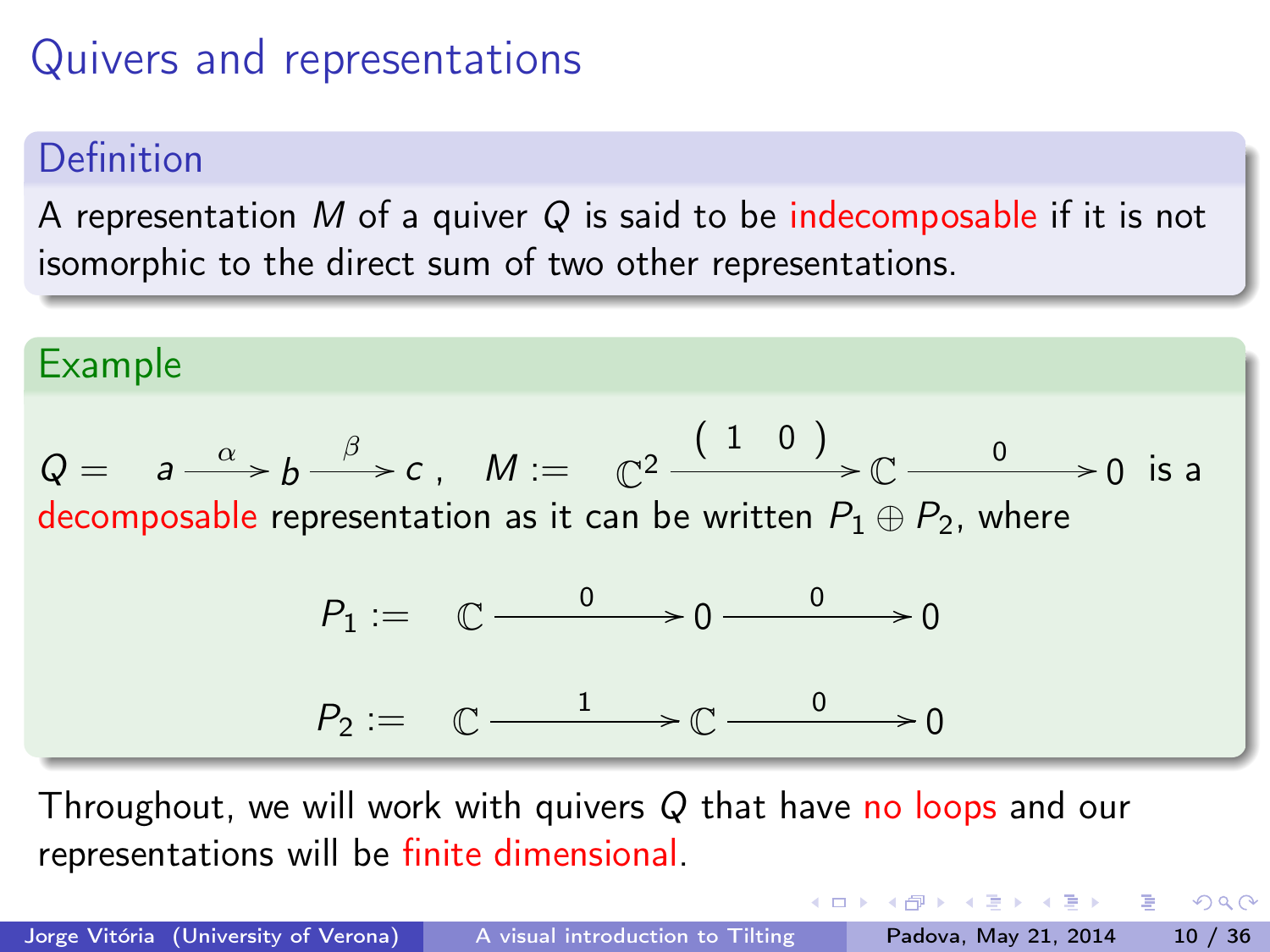# Quivers and representations

**Definition**

A representation $M$ of a quiver $Q$ is said to be indecomposable if it is not isomorphic to the direct sum of two other representations.

**Example**

$Q = \quad a \xrightarrow{\alpha} b \xrightarrow{\beta} c$, $\quad M := \quad \mathbb{C}^2 \xrightarrow{\begin{pmatrix} 1 & 0 \end{pmatrix}} \mathbb{C} \xrightarrow{0} 0$ is a decomposable representation as it can be written $P_1 \oplus P_2$, where

$$P_1 := \quad \mathbb{C} \xrightarrow{0} 0 \xrightarrow{0} 0$$

$$P_2 := \quad \mathbb{C} \xrightarrow{1} \mathbb{C} \xrightarrow{0} 0$$

Throughout, we will work with quivers $Q$ that have no loops and our representations will be finite dimensional.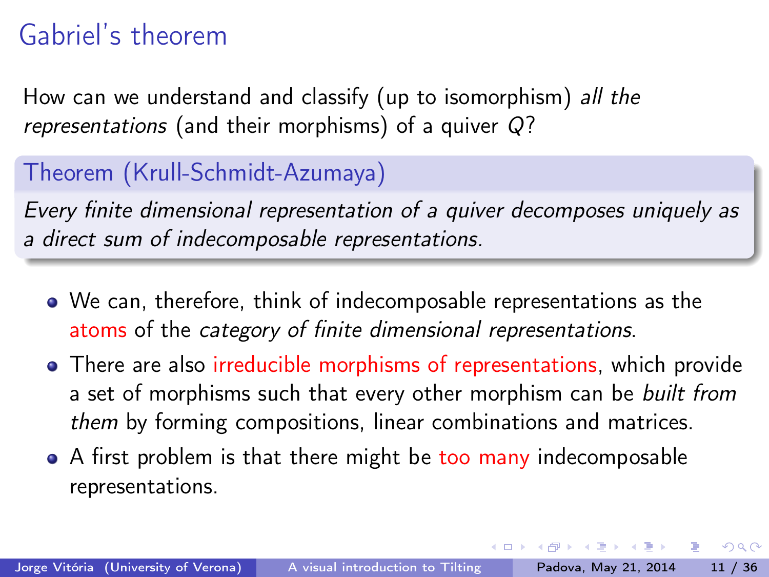# Gabriel's theorem

How can we understand and classify (up to isomorphism) *all the representations* (and their morphisms) of a quiver $Q$?

**Theorem (Krull-Schmidt-Azumaya)**

*Every finite dimensional representation of a quiver decomposes uniquely as a direct sum of indecomposable representations.*

- We can, therefore, think of indecomposable representations as the atoms of the *category of finite dimensional representations*.
- There are also irreducible morphisms of representations, which provide a set of morphisms such that every other morphism can be *built from them* by forming compositions, linear combinations and matrices.
- A first problem is that there might be too many indecomposable representations.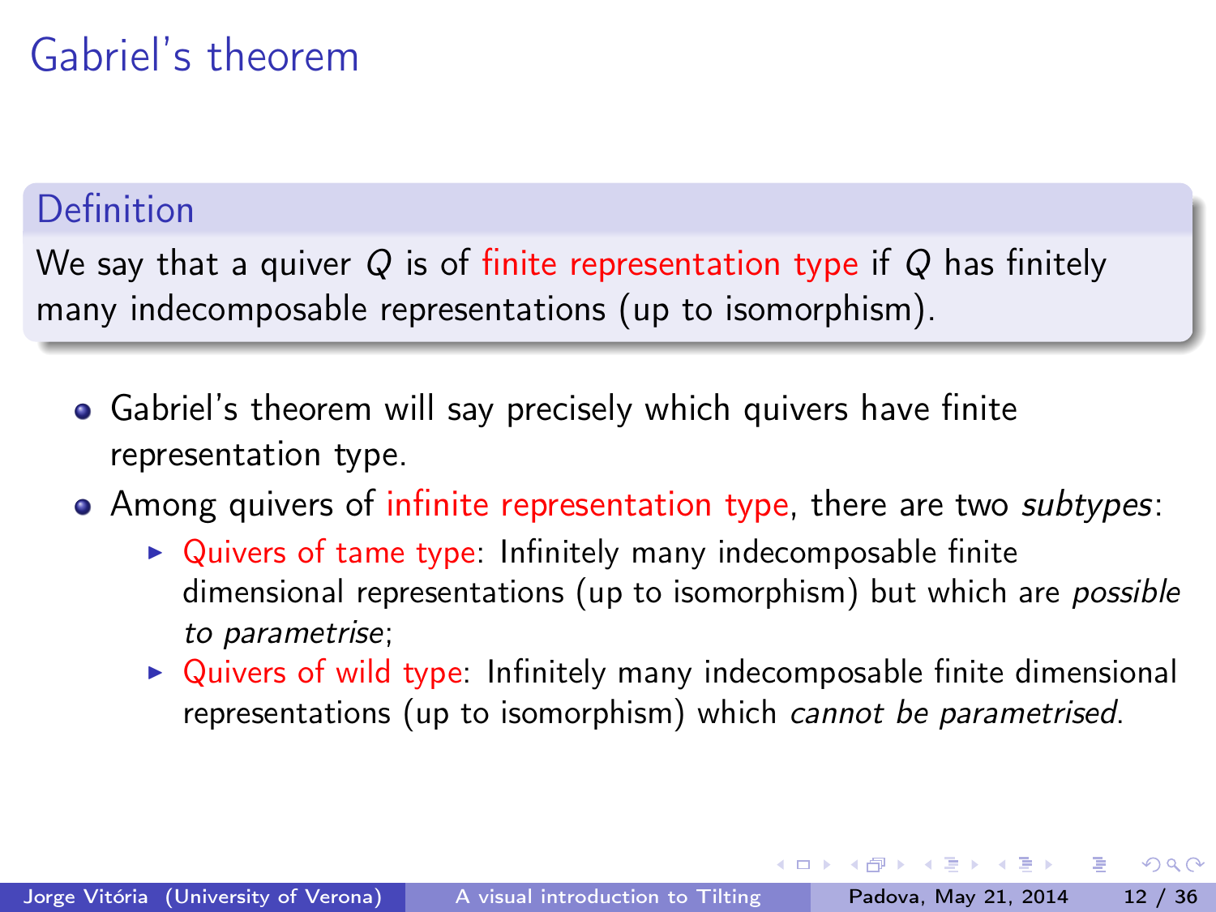# Gabriel's theorem

**Definition**

We say that a quiver $Q$ is of finite representation type if $Q$ has finitely many indecomposable representations (up to isomorphism).

- Gabriel's theorem will say precisely which quivers have finite representation type.
- Among quivers of infinite representation type, there are two *subtypes*:
  - Quivers of tame type: Infinitely many indecomposable finite dimensional representations (up to isomorphism) but which are *possible to parametrise*;
  - Quivers of wild type: Infinitely many indecomposable finite dimensional representations (up to isomorphism) which *cannot be parametrised*.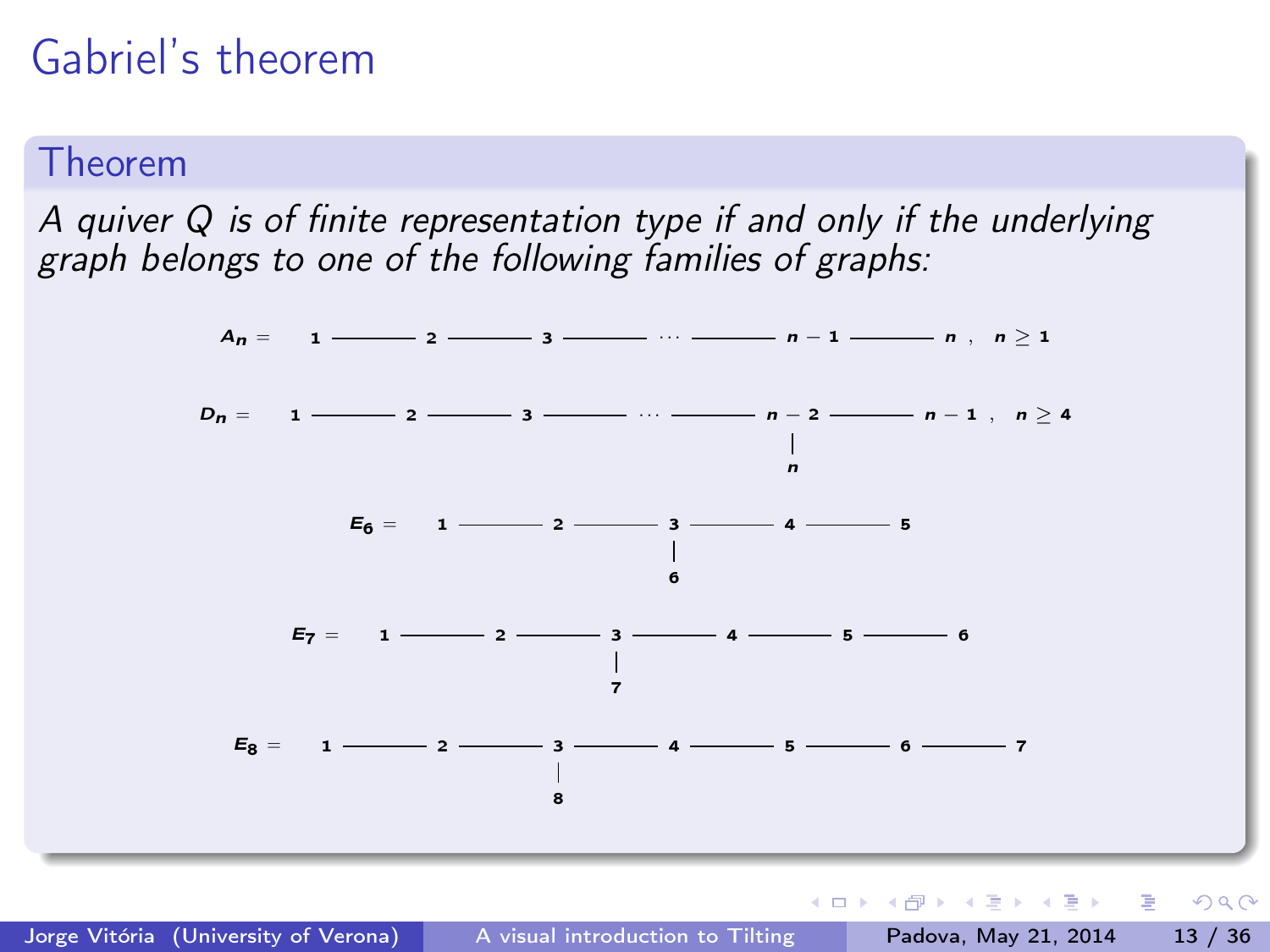# Gabriel's theorem

**Theorem**

*A quiver Q is of finite representation type if and only if the underlying graph belongs to one of the following families of graphs:*

$$A_n = \quad 1 \text{ --- } 2 \text{ --- } 3 \text{ --- } \cdots \text{ --- } n-1 \text{ --- } n \;, \quad n \geq 1$$

$$D_n = \quad 1 \text{ --- } 2 \text{ --- } 3 \text{ --- } \cdots \text{ --- } n-2 \text{ --- } n-1 \;, \quad n \geq 4$$
(with $n$ attached to $n-2$)

$$E_6 = \quad 1 \text{ --- } 2 \text{ --- } 3 \text{ --- } 4 \text{ --- } 5$$
(with $6$ attached to $3$)

$$E_7 = \quad 1 \text{ --- } 2 \text{ --- } 3 \text{ --- } 4 \text{ --- } 5 \text{ --- } 6$$
(with $7$ attached to $3$)

$$E_8 = \quad 1 \text{ --- } 2 \text{ --- } 3 \text{ --- } 4 \text{ --- } 5 \text{ --- } 6 \text{ --- } 7$$
(with $8$ attached to $3$)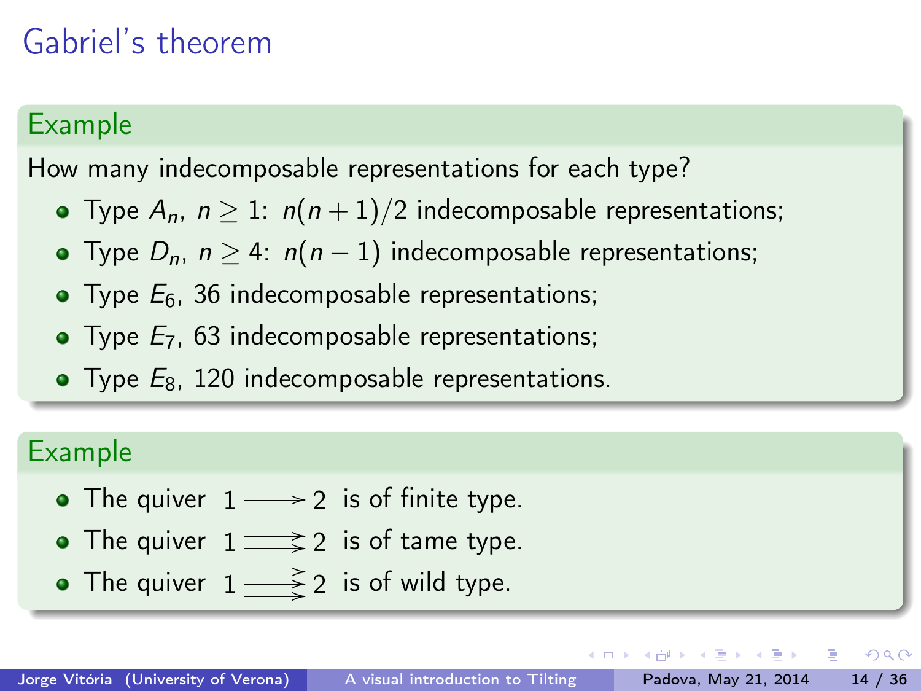# Gabriel's theorem

**Example**

How many indecomposable representations for each type?

- Type $A_n$, $n \geq 1$: $n(n+1)/2$ indecomposable representations;
- Type $D_n$, $n \geq 4$: $n(n-1)$ indecomposable representations;
- Type $E_6$, 36 indecomposable representations;
- Type $E_7$, 63 indecomposable representations;
- Type $E_8$, 120 indecomposable representations.

**Example**

- The quiver $1 \longrightarrow 2$ is of finite type.
- The quiver $1 \rightrightarrows 2$ is of tame type.
- The quiver $1 \overset{\longrightarrow}{\underset{\longrightarrow}{\longrightarrow}} 2$ is of wild type.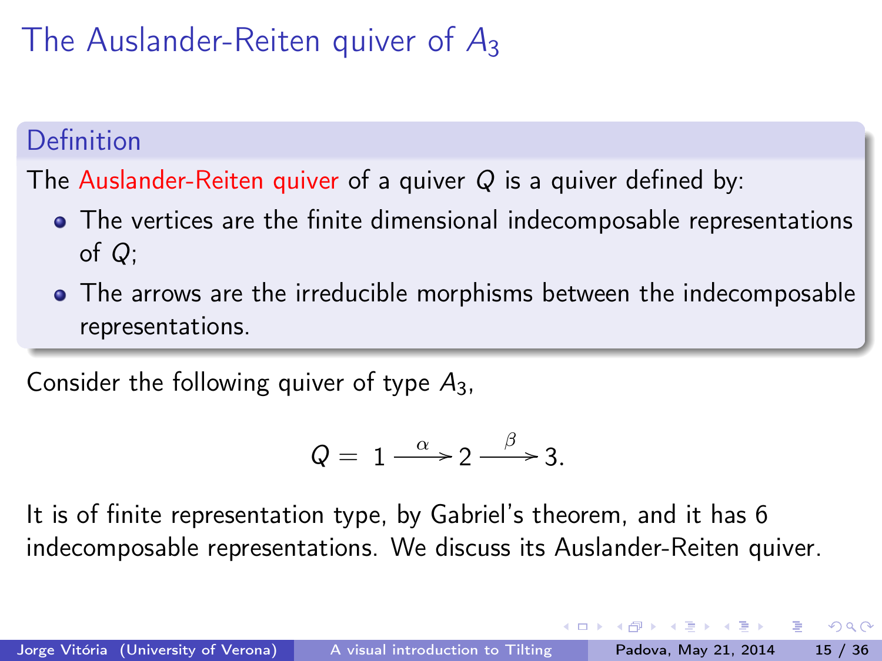# The Auslander-Reiten quiver of $A_3$

### Definition

The Auslander-Reiten quiver of a quiver $Q$ is a quiver defined by:

- The vertices are the finite dimensional indecomposable representations of $Q$;
- The arrows are the irreducible morphisms between the indecomposable representations.

Consider the following quiver of type $A_3$,

$$Q = 1 \xrightarrow{\alpha} 2 \xrightarrow{\beta} 3.$$

It is of finite representation type, by Gabriel's theorem, and it has 6 indecomposable representations. We discuss its Auslander-Reiten quiver.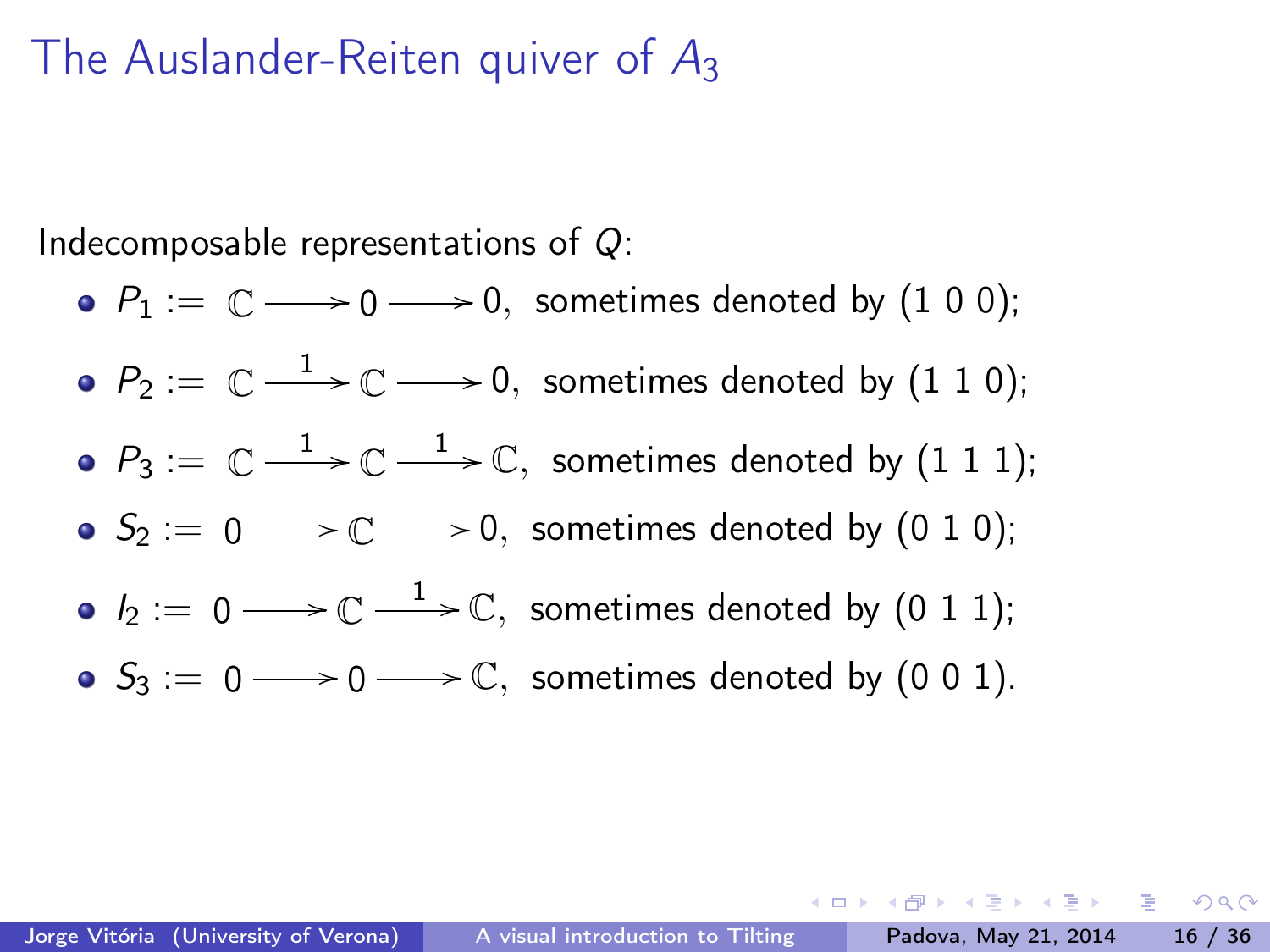# The Auslander-Reiten quiver of $A_3$

Indecomposable representations of $Q$:

- $P_1 := \mathbb{C} \longrightarrow 0 \longrightarrow 0$, sometimes denoted by (1 0 0);
- $P_2 := \mathbb{C} \xrightarrow{1} \mathbb{C} \longrightarrow 0$, sometimes denoted by (1 1 0);
- $P_3 := \mathbb{C} \xrightarrow{1} \mathbb{C} \xrightarrow{1} \mathbb{C}$, sometimes denoted by (1 1 1);
- $S_2 := 0 \longrightarrow \mathbb{C} \longrightarrow 0$, sometimes denoted by (0 1 0);
- $I_2 := 0 \longrightarrow \mathbb{C} \xrightarrow{1} \mathbb{C}$, sometimes denoted by (0 1 1);
- $S_3 := 0 \longrightarrow 0 \longrightarrow \mathbb{C}$, sometimes denoted by (0 0 1).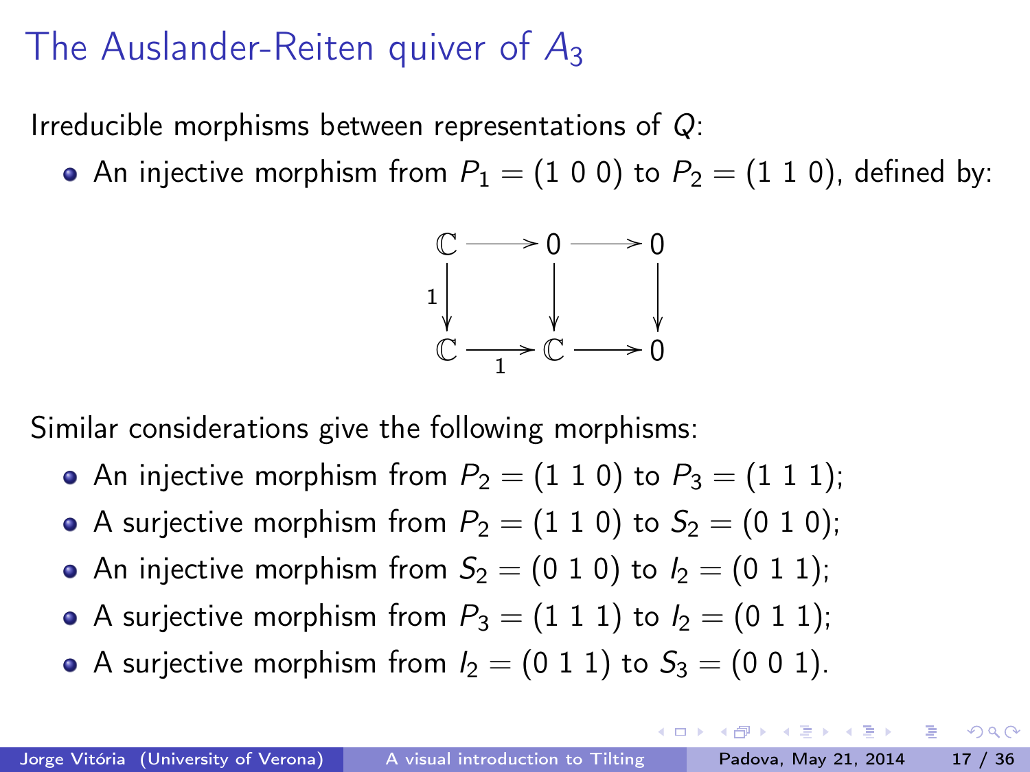# The Auslander-Reiten quiver of $A_3$

Irreducible morphisms between representations of $Q$:

- An injective morphism from $P_1 = (1\ 0\ 0)$ to $P_2 = (1\ 1\ 0)$, defined by:

$$\begin{array}{ccccc} \mathbb{C} & \longrightarrow & 0 & \longrightarrow & 0 \\ \downarrow{\scriptstyle 1} & & \downarrow & & \downarrow \\ \mathbb{C} & \xrightarrow{\ 1\ } & \mathbb{C} & \longrightarrow & 0 \end{array}$$

Similar considerations give the following morphisms:

- An injective morphism from $P_2 = (1\ 1\ 0)$ to $P_3 = (1\ 1\ 1)$;
- A surjective morphism from $P_2 = (1\ 1\ 0)$ to $S_2 = (0\ 1\ 0)$;
- An injective morphism from $S_2 = (0\ 1\ 0)$ to $I_2 = (0\ 1\ 1)$;
- A surjective morphism from $P_3 = (1\ 1\ 1)$ to $I_2 = (0\ 1\ 1)$;
- A surjective morphism from $I_2 = (0\ 1\ 1)$ to $S_3 = (0\ 0\ 1)$.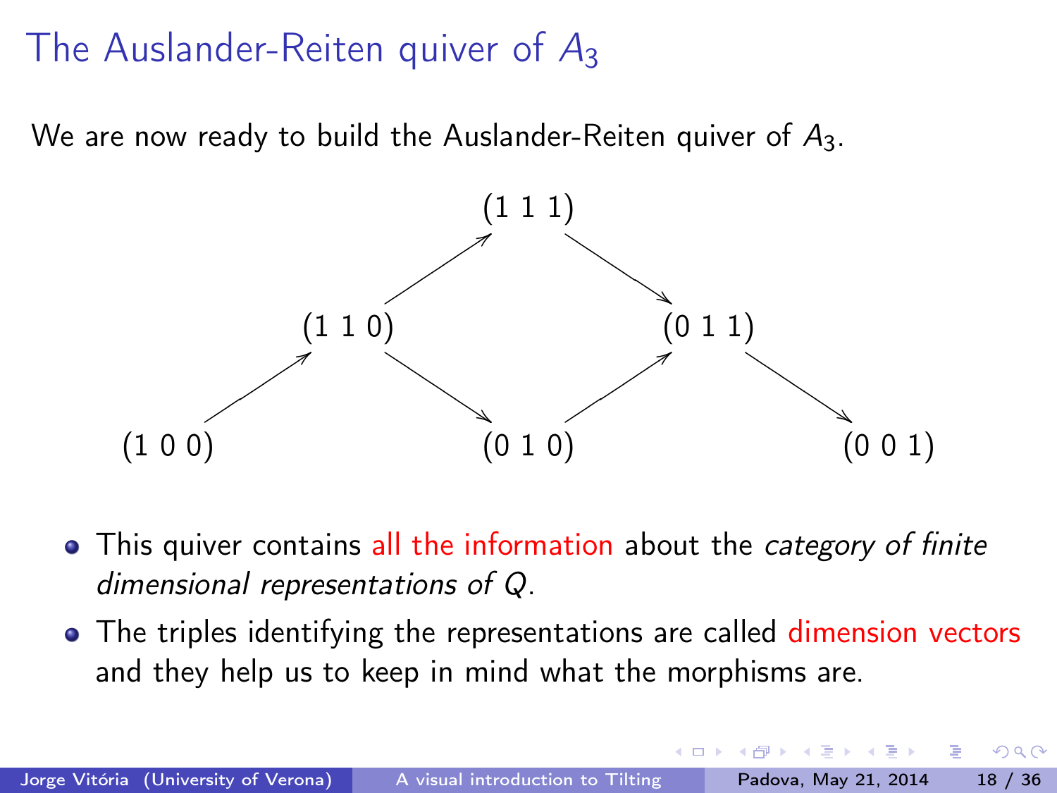# The Auslander-Reiten quiver of $A_3$

We are now ready to build the Auslander-Reiten quiver of $A_3$.

(1 1 1)

(1 1 0)

(0 1 1)

(1 0 0)

(0 1 0)

(0 0 1)

- This quiver contains all the information about the *category of finite dimensional representations of $Q$*.
- The triples identifying the representations are called dimension vectors and they help us to keep in mind what the morphisms are.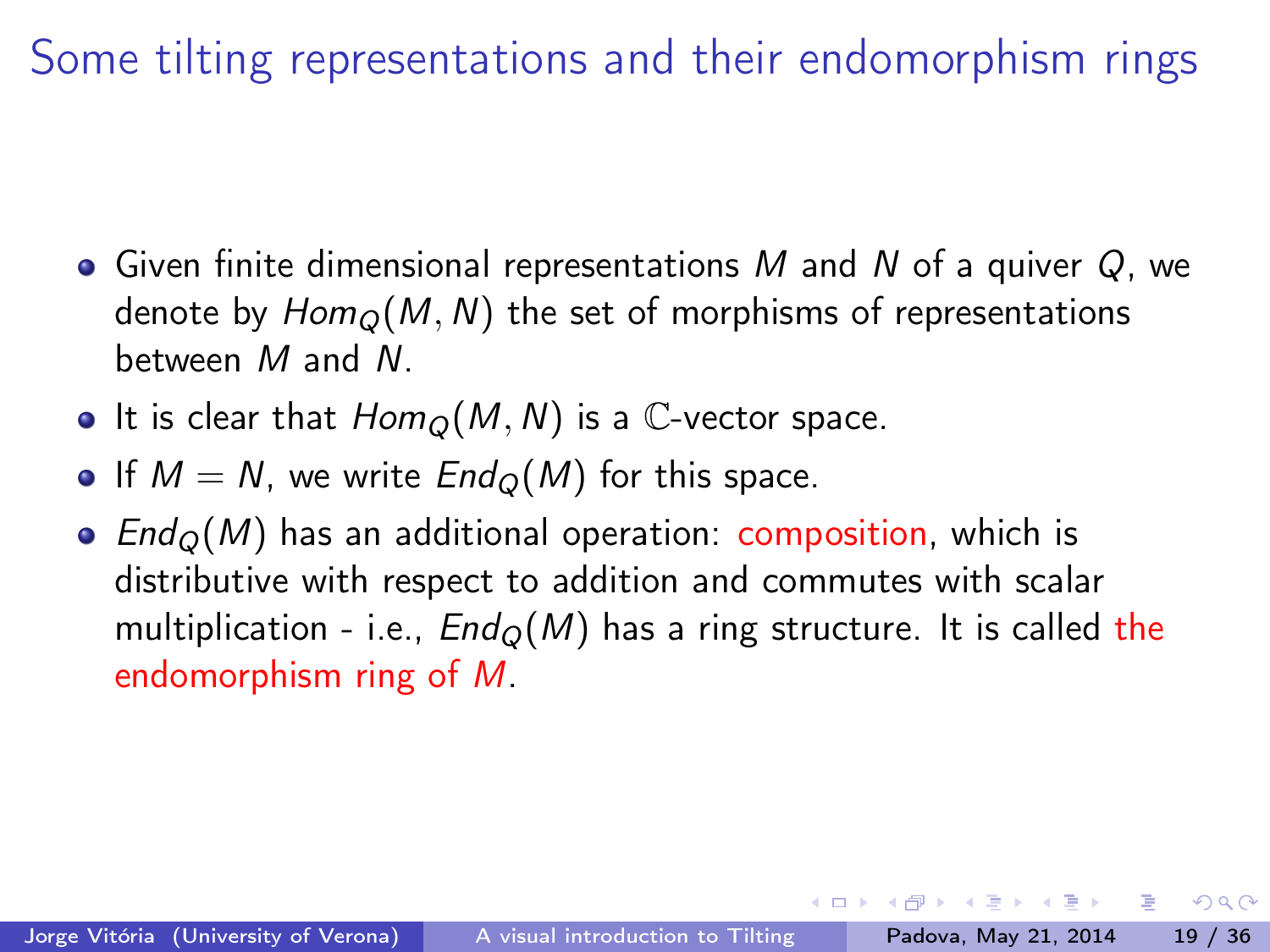# Some tilting representations and their endomorphism rings

- Given finite dimensional representations $M$ and $N$ of a quiver $Q$, we denote by $Hom_Q(M, N)$ the set of morphisms of representations between $M$ and $N$.
- It is clear that $Hom_Q(M, N)$ is a $\mathbb{C}$-vector space.
- If $M = N$, we write $End_Q(M)$ for this space.
- $End_Q(M)$ has an additional operation: composition, which is distributive with respect to addition and commutes with scalar multiplication - i.e., $End_Q(M)$ has a ring structure. It is called the endomorphism ring of $M$.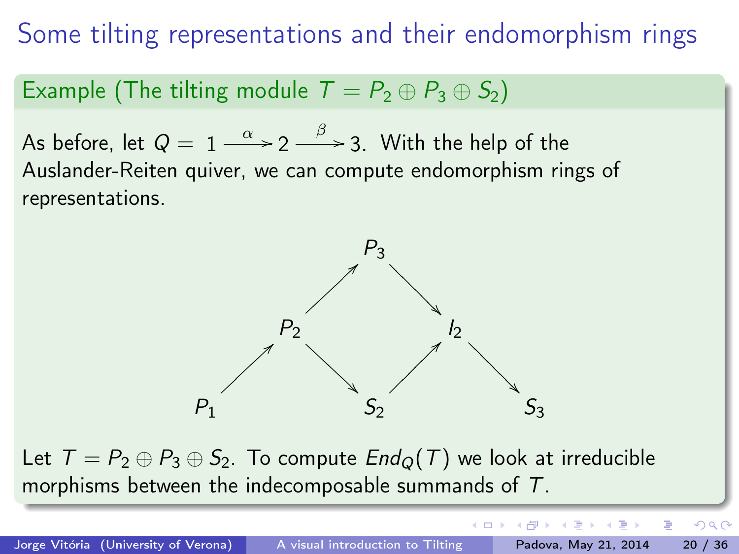# Some tilting representations and their endomorphism rings

**Example (The tilting module $T = P_2 \oplus P_3 \oplus S_2$)**

As before, let $Q = 1 \xrightarrow{\alpha} 2 \xrightarrow{\beta} 3$. With the help of the Auslander-Reiten quiver, we can compute endomorphism rings of representations.

$P_3$

$P_2$ $I_2$

$P_1$ $S_2$ $S_3$

Let $T = P_2 \oplus P_3 \oplus S_2$. To compute $End_Q(T)$ we look at irreducible morphisms between the indecomposable summands of $T$.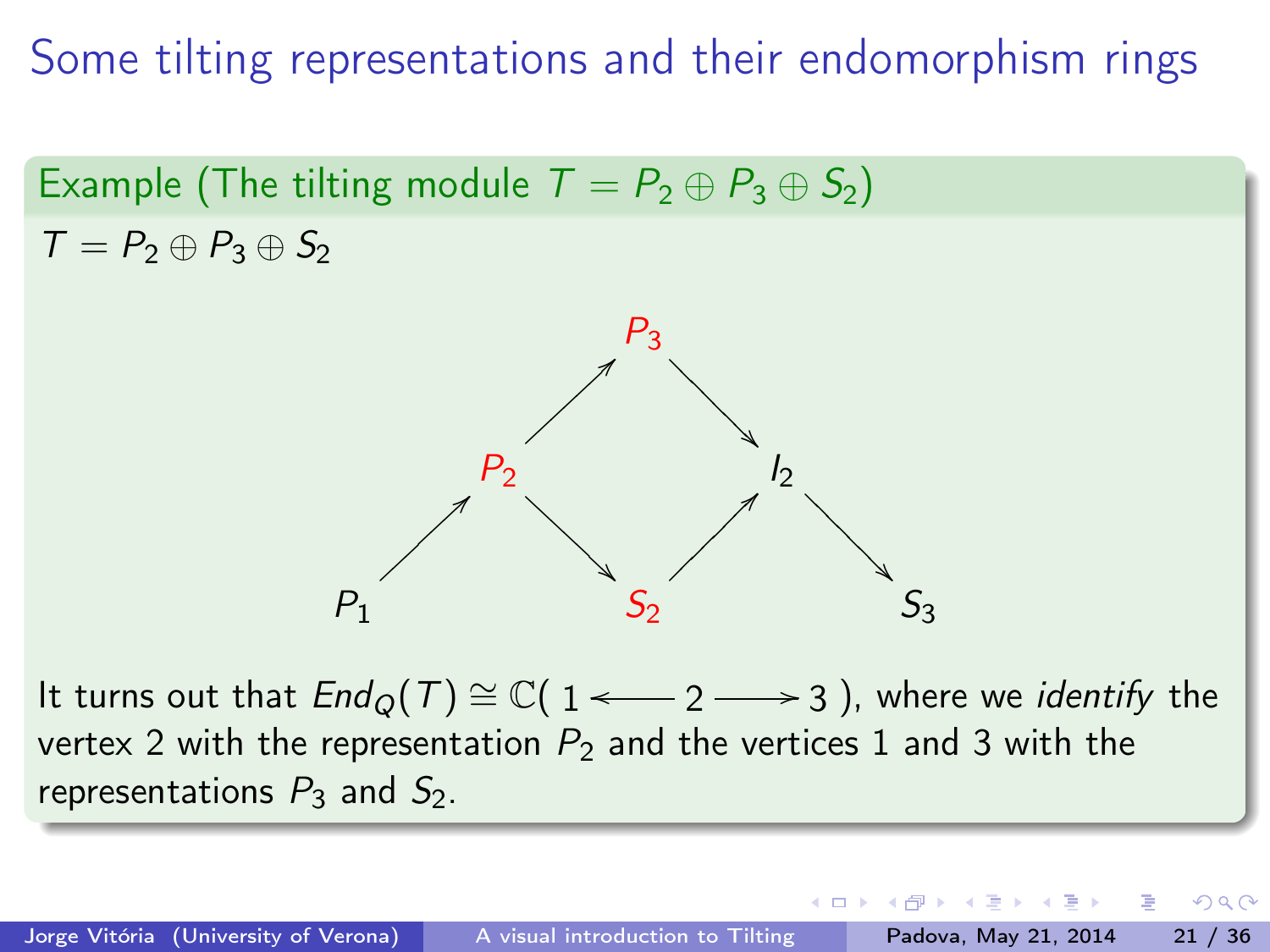# Some tilting representations and their endomorphism rings

**Example (The tilting module $T = P_2 \oplus P_3 \oplus S_2$)**

$T = P_2 \oplus P_3 \oplus S_2$

$P_3$

$P_2$ $I_2$

$P_1$ $S_2$ $S_3$

It turns out that $End_Q(T) \cong \mathbb{C}(\ 1 \longleftarrow 2 \longrightarrow 3\ )$, where we *identify* the vertex 2 with the representation $P_2$ and the vertices 1 and 3 with the representations $P_3$ and $S_2$.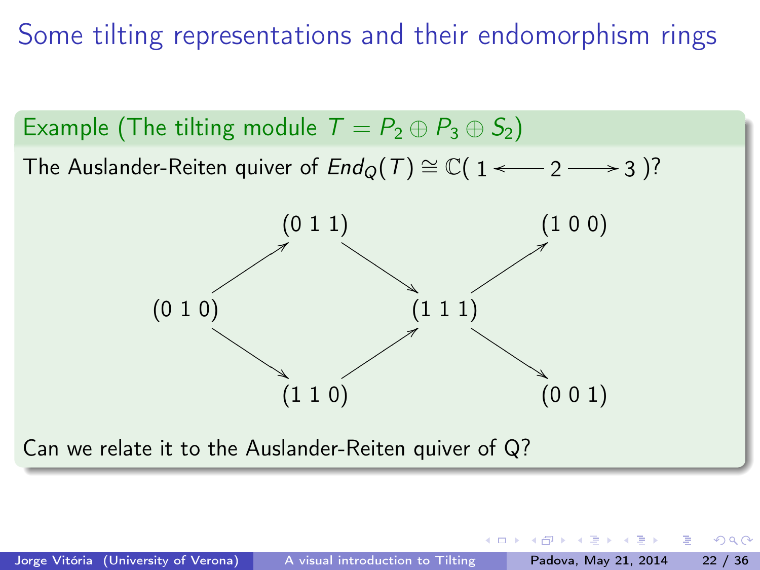# Some tilting representations and their endomorphism rings

**Example (The tilting module $T = P_2 \oplus P_3 \oplus S_2$)**

The Auslander-Reiten quiver of $End_Q(T) \cong \mathbb{C}( 1 \longleftarrow 2 \longrightarrow 3 )$?

(0 1 1)

(1 0 0)

(0 1 0)

(1 1 1)

(1 1 0)

(0 0 1)

Can we relate it to the Auslander-Reiten quiver of Q?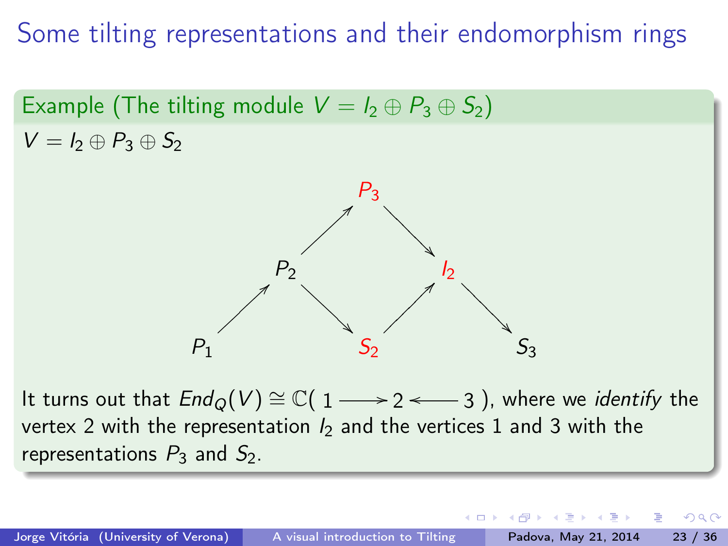# Some tilting representations and their endomorphism rings

**Example (The tilting module $V = I_2 \oplus P_3 \oplus S_2$)**

$V = I_2 \oplus P_3 \oplus S_2$

$P_3$

$P_2$ $I_2$

$P_1$ $S_2$ $S_3$

It turns out that $End_Q(V) \cong \mathbb{C}( 1 \longrightarrow 2 \longleftarrow 3 )$, where we *identify* the vertex 2 with the representation $I_2$ and the vertices 1 and 3 with the representations $P_3$ and $S_2$.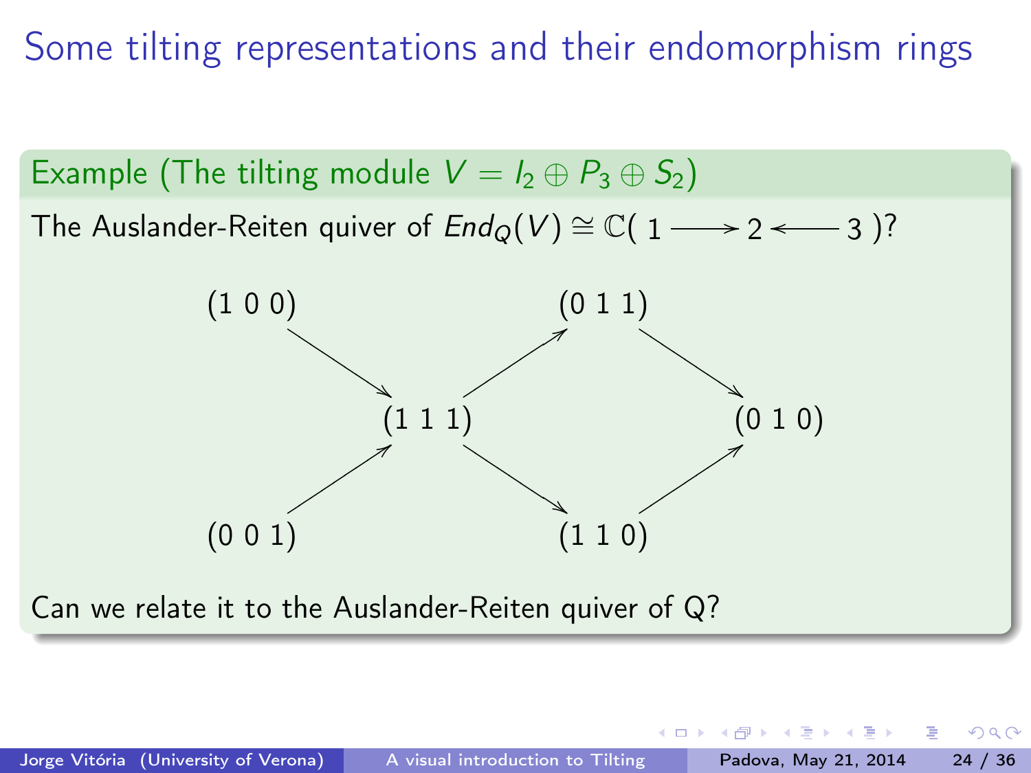# Some tilting representations and their endomorphism rings

**Example (The tilting module $V = I_2 \oplus P_3 \oplus S_2$)**

The Auslander-Reiten quiver of $End_Q(V) \cong \mathbb{C}(\ 1 \longrightarrow 2 \longleftarrow 3\ )$?

(1 0 0)

(0 1 1)

(1 1 1)

(0 1 0)

(0 0 1)

(1 1 0)

Can we relate it to the Auslander-Reiten quiver of Q?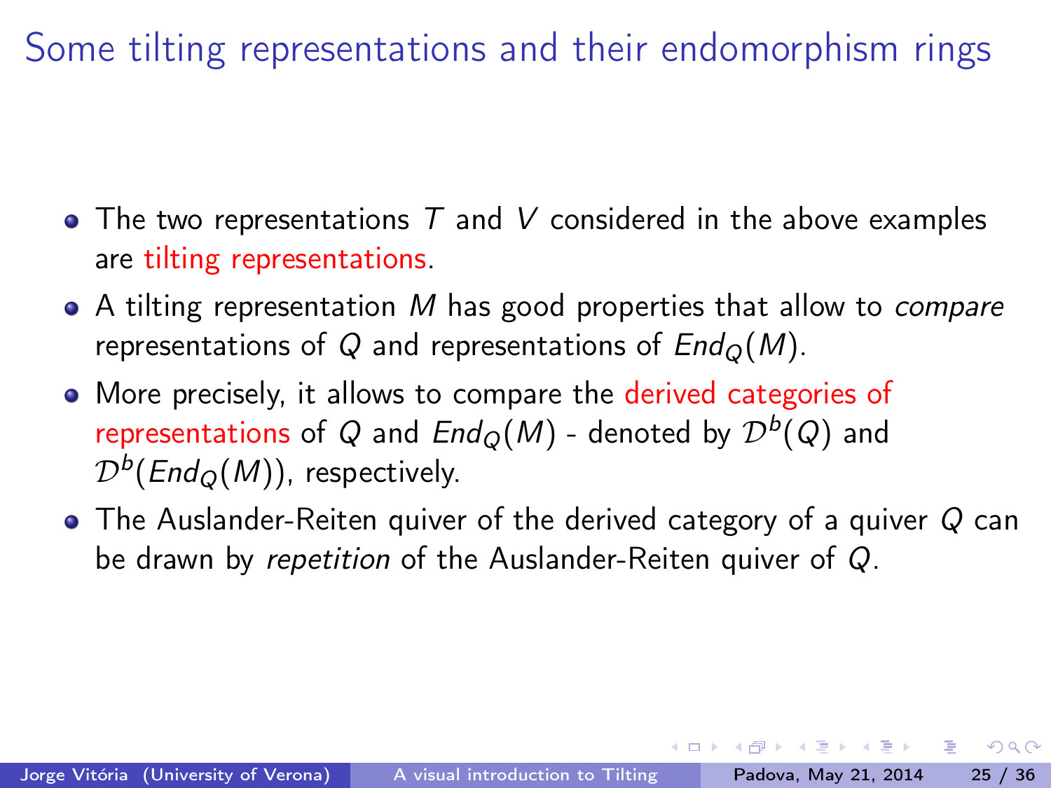# Some tilting representations and their endomorphism rings

- The two representations $T$ and $V$ considered in the above examples are tilting representations.
- A tilting representation $M$ has good properties that allow to *compare* representations of $Q$ and representations of $End_Q(M)$.
- More precisely, it allows to compare the derived categories of representations of $Q$ and $End_Q(M)$ - denoted by $\mathcal{D}^b(Q)$ and $\mathcal{D}^b(End_Q(M))$, respectively.
- The Auslander-Reiten quiver of the derived category of a quiver $Q$ can be drawn by *repetition* of the Auslander-Reiten quiver of $Q$.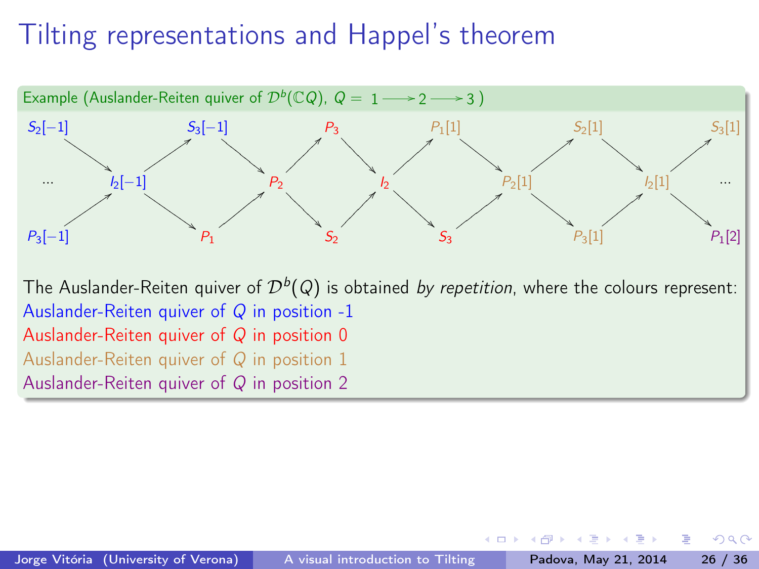# Tilting representations and Happel's theorem

Example (Auslander-Reiten quiver of $\mathcal{D}^b(\mathbb{C}Q)$, $Q = 1 \longrightarrow 2 \longrightarrow 3$)

$S_2[-1]$ $S_3[-1]$ $P_3$ $P_1[1]$ $S_2[1]$ $S_3[1]$

... $I_2[-1]$ $P_2$ $I_2$ $P_2[1]$ $I_2[1]$ ...

$P_3[-1]$ $P_1$ $S_2$ $S_3$ $P_3[1]$ $P_1[2]$

The Auslander-Reiten quiver of $\mathcal{D}^b(Q)$ is obtained *by repetition*, where the colours represent:

Auslander-Reiten quiver of $Q$ in position -1

Auslander-Reiten quiver of $Q$ in position 0

Auslander-Reiten quiver of $Q$ in position 1

Auslander-Reiten quiver of $Q$ in position 2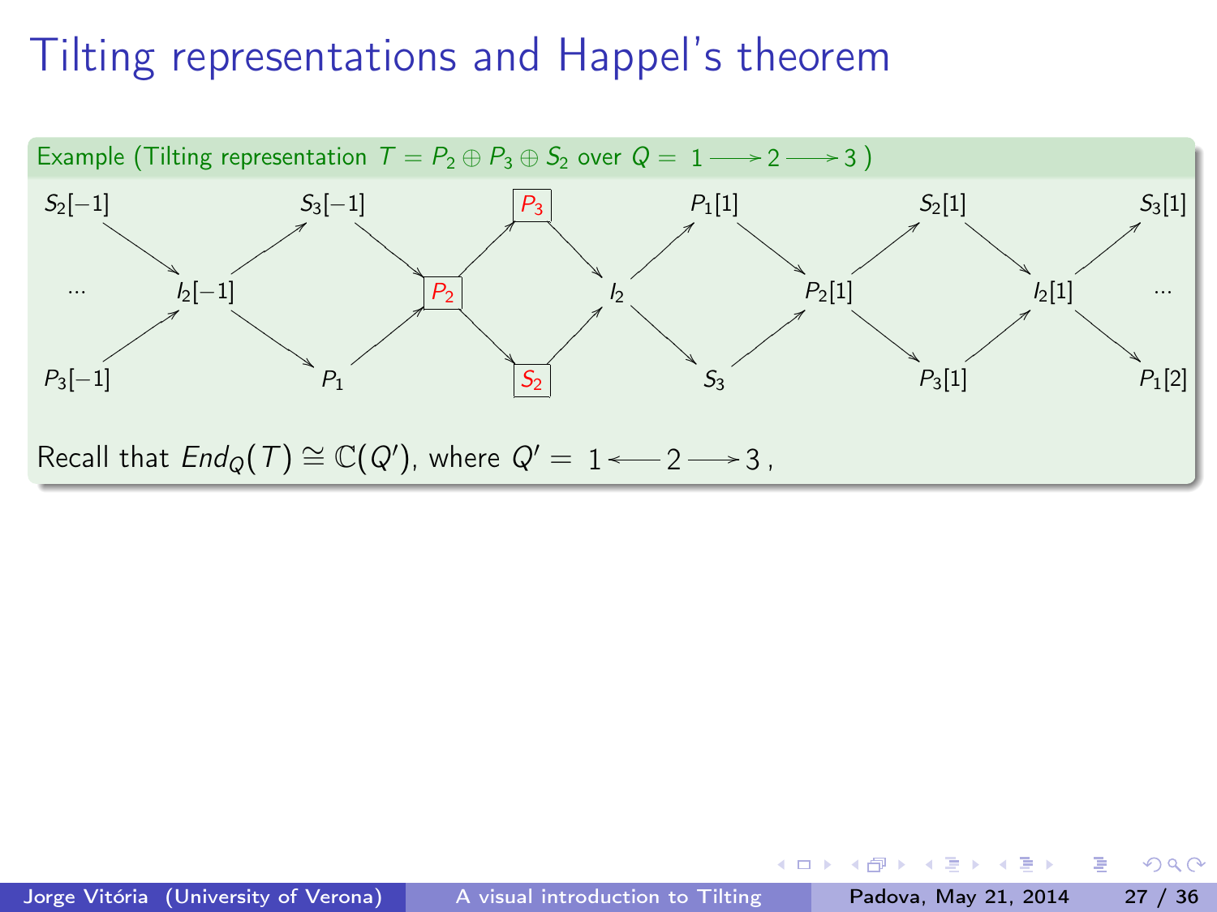# Tilting representations and Happel's theorem

**Example (Tilting representation $T = P_2 \oplus P_3 \oplus S_2$ over $Q = 1 \longrightarrow 2 \longrightarrow 3$)**

$S_2[-1]$ $S_3[-1]$ $P_3$ $P_1[1]$ $S_2[1]$ $S_3[1]$

... $I_2[-1]$ $P_2$ $I_2$ $P_2[1]$ $I_2[1]$ ...

$P_3[-1]$ $P_1$ $S_2$ $S_3$ $P_3[1]$ $P_1[2]$

Recall that $End_Q(T) \cong \mathbb{C}(Q')$, where $Q' = 1 \longleftarrow 2 \longrightarrow 3$,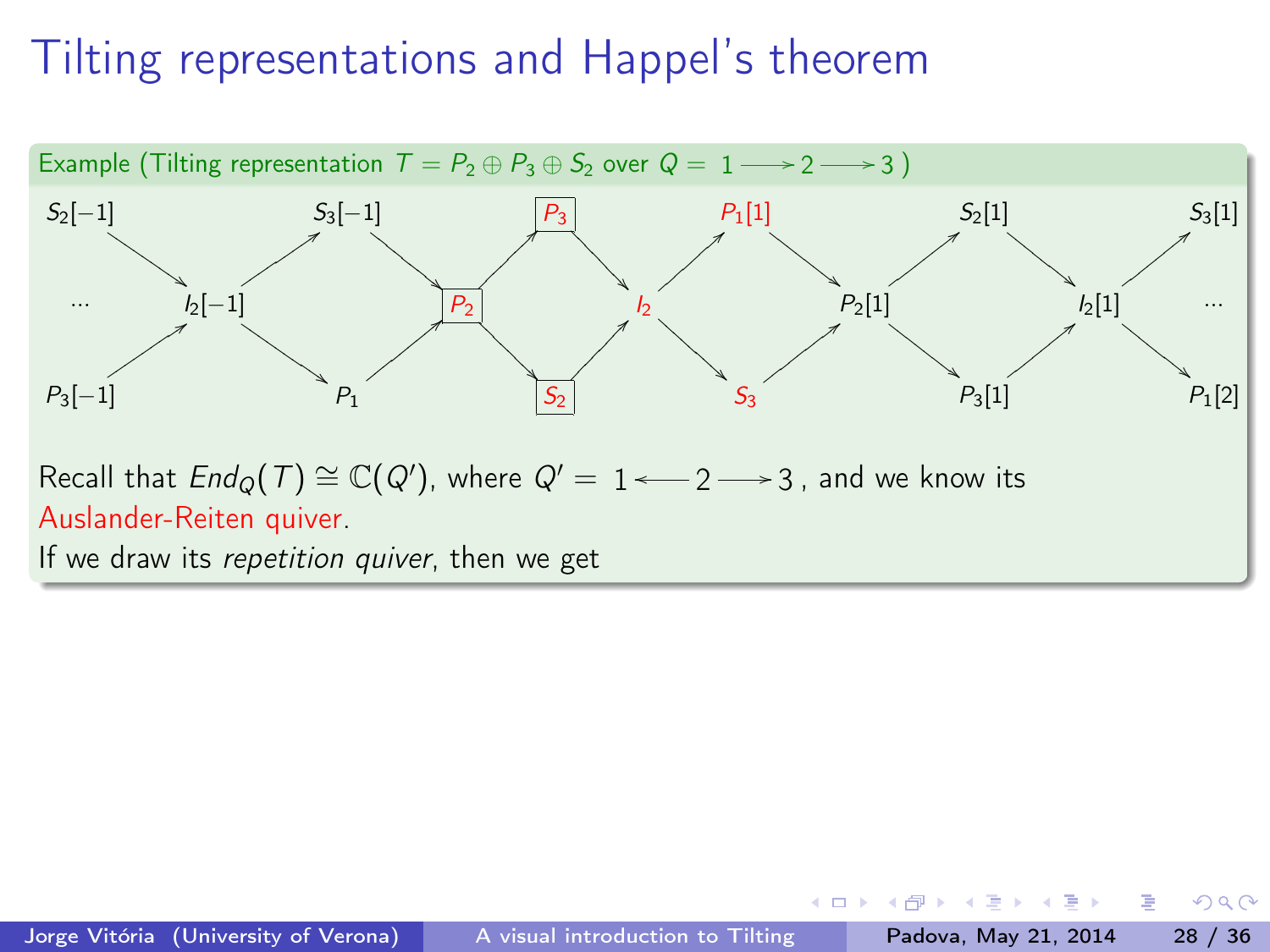# Tilting representations and Happel's theorem

**Example (Tilting representation $T = P_2 \oplus P_3 \oplus S_2$ over $Q = 1 \longrightarrow 2 \longrightarrow 3$)**

$S_2[-1]$ $S_3[-1]$ $P_3$ $P_1[1]$ $S_2[1]$ $S_3[1]$

... $I_2[-1]$ $P_2$ $I_2$ $P_2[1]$ $I_2[1]$ ...

$P_3[-1]$ $P_1$ $S_2$ $S_3$ $P_3[1]$ $P_1[2]$

Recall that $End_Q(T) \cong \mathbb{C}(Q')$, where $Q' = 1 \longleftarrow 2 \longrightarrow 3$, and we know its Auslander-Reiten quiver.

If we draw its *repetition quiver*, then we get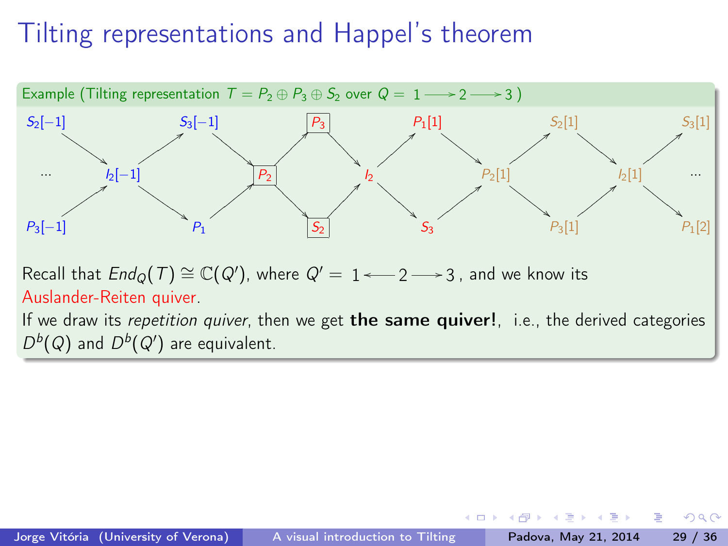# Tilting representations and Happel's theorem

**Example (Tilting representation $T = P_2 \oplus P_3 \oplus S_2$ over $Q = 1 \longrightarrow 2 \longrightarrow 3$ )**

$S_2[-1]$ $S_3[-1]$ $P_3$ $P_1[1]$ $S_2[1]$ $S_3[1]$

... $I_2[-1]$ $P_2$ $I_2$ $P_2[1]$ $I_2[1]$ ...

$P_3[-1]$ $P_1$ $S_2$ $S_3$ $P_3[1]$ $P_1[2]$

Recall that $End_Q(T) \cong \mathbb{C}(Q')$, where $Q' = 1 \longleftarrow 2 \longrightarrow 3$, and we know its Auslander-Reiten quiver.

If we draw its *repetition quiver*, then we get **the same quiver!**, i.e., the derived categories $D^b(Q)$ and $D^b(Q')$ are equivalent.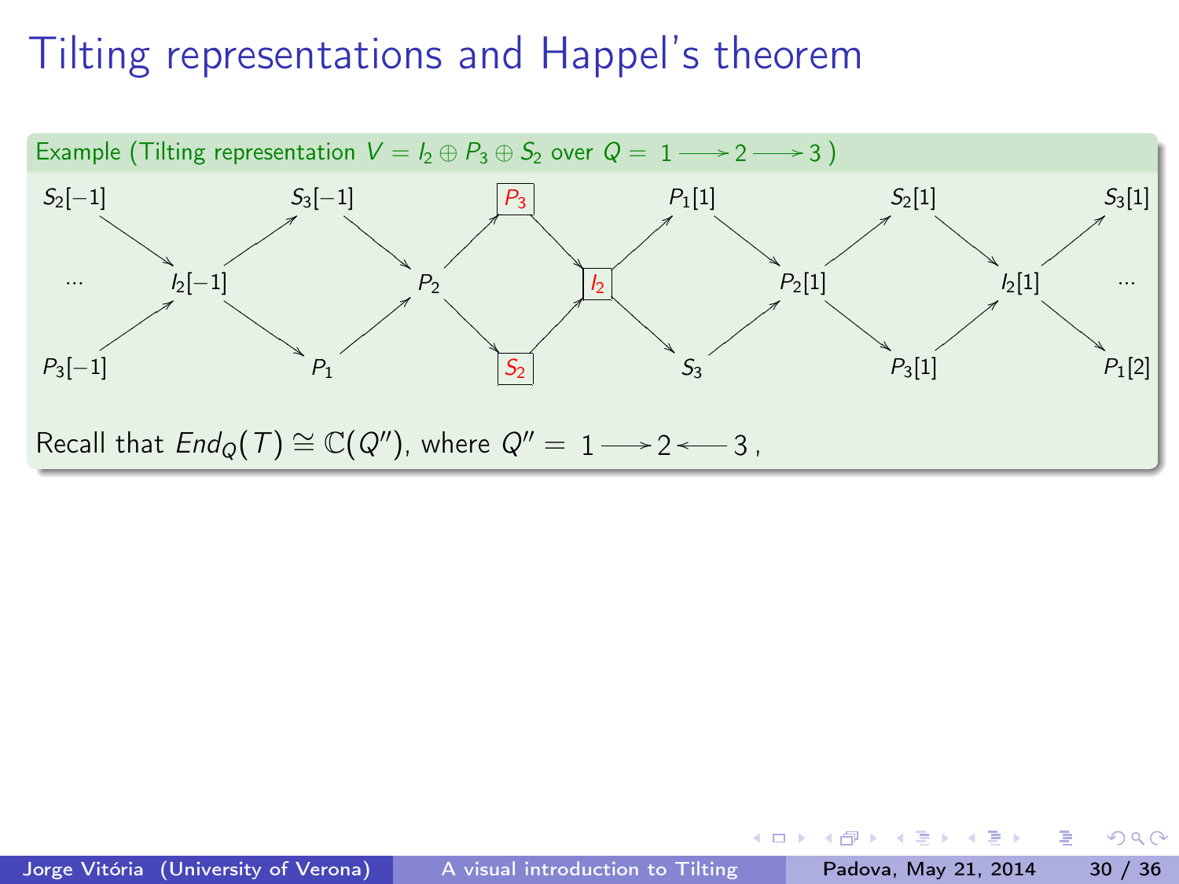# Tilting representations and Happel's theorem

**Example** (Tilting representation $V = I_2 \oplus P_3 \oplus S_2$ over $Q = 1 \longrightarrow 2 \longrightarrow 3$)

$S_2[-1]$ $S_3[-1]$ $P_3$ $P_1[1]$ $S_2[1]$ $S_3[1]$

$\cdots$ $I_2[-1]$ $P_2$ $I_2$ $P_2[1]$ $I_2[1]$ $\cdots$

$P_3[-1]$ $P_1$ $S_2$ $S_3$ $P_3[1]$ $P_1[2]$

Recall that $End_Q(T) \cong \mathbb{C}(Q'')$, where $Q'' = 1 \longrightarrow 2 \longleftarrow 3$,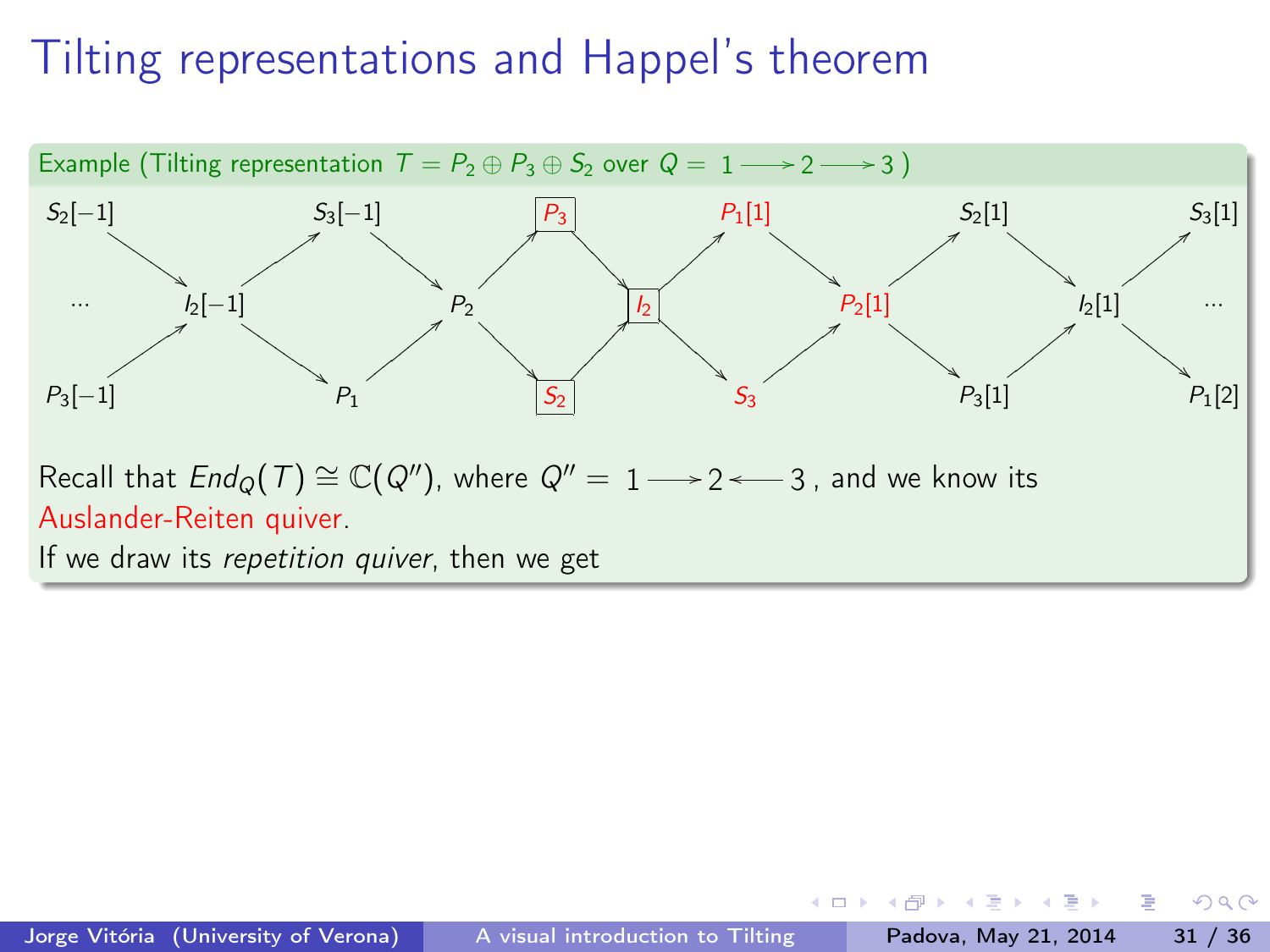# Tilting representations and Happel's theorem

**Example (Tilting representation $T = P_2 \oplus P_3 \oplus S_2$ over $Q = 1 \longrightarrow 2 \longrightarrow 3$)**

$S_2[-1]$ $S_3[-1]$ $P_3$ $P_1[1]$ $S_2[1]$ $S_3[1]$

... $I_2[-1]$ $P_2$ $I_2$ $P_2[1]$ $I_2[1]$ ...

$P_3[-1]$ $P_1$ $S_2$ $S_3$ $P_3[1]$ $P_1[2]$

Recall that $End_Q(T) \cong \mathbb{C}(Q'')$, where $Q'' = 1 \longrightarrow 2 \longleftarrow 3$, and we know its Auslander-Reiten quiver.

If we draw its *repetition quiver*, then we get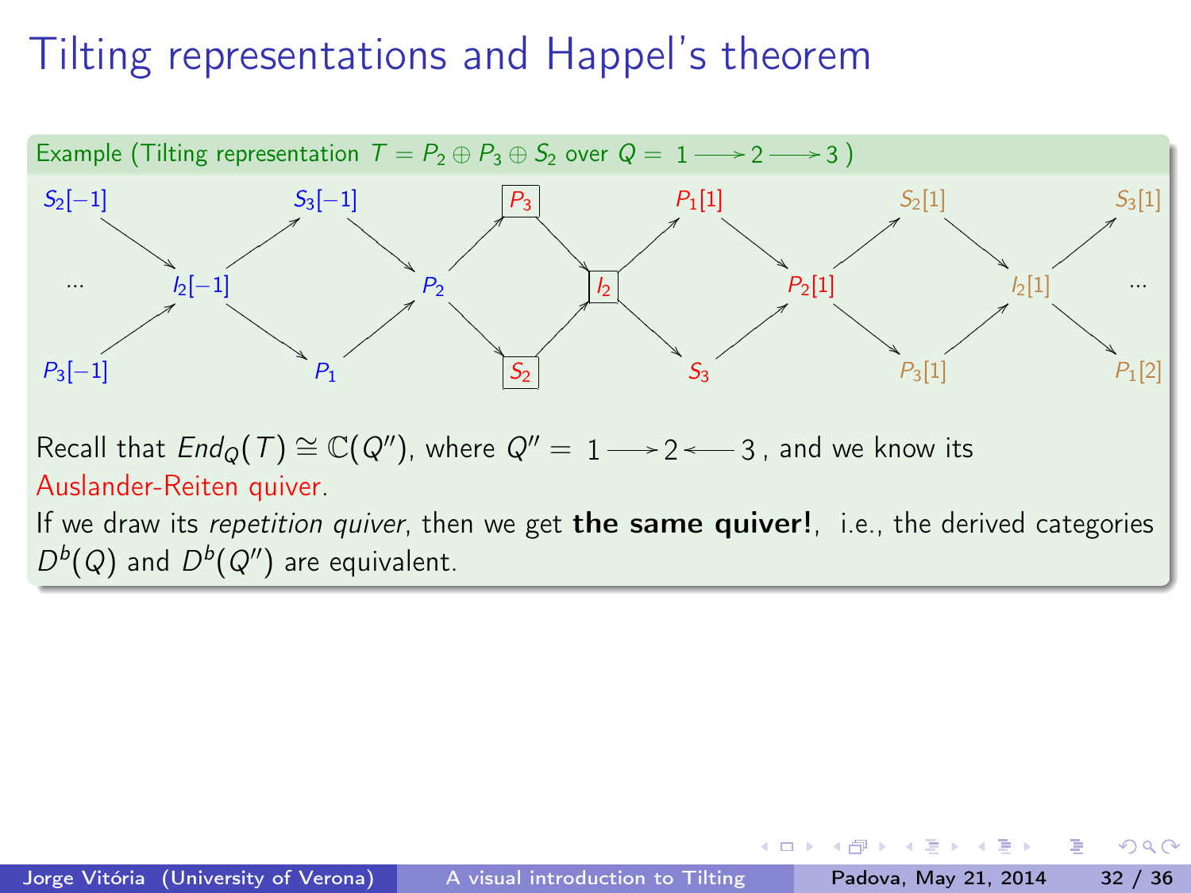# Tilting representations and Happel's theorem

**Example (Tilting representation $T = P_2 \oplus P_3 \oplus S_2$ over $Q = 1 \longrightarrow 2 \longrightarrow 3$)**

$S_2[-1]$ $S_3[-1]$ $P_3$ $P_1[1]$ $S_2[1]$ $S_3[1]$

... $I_2[-1]$ $P_2$ $I_2$ $P_2[1]$ $I_2[1]$ ...

$P_3[-1]$ $P_1$ $S_2$ $S_3$ $P_3[1]$ $P_1[2]$

Recall that $End_Q(T) \cong \mathbb{C}(Q'')$, where $Q'' = 1 \longrightarrow 2 \longleftarrow 3$, and we know its Auslander-Reiten quiver.

If we draw its *repetition quiver*, then we get **the same quiver!**, i.e., the derived categories $D^b(Q)$ and $D^b(Q'')$ are equivalent.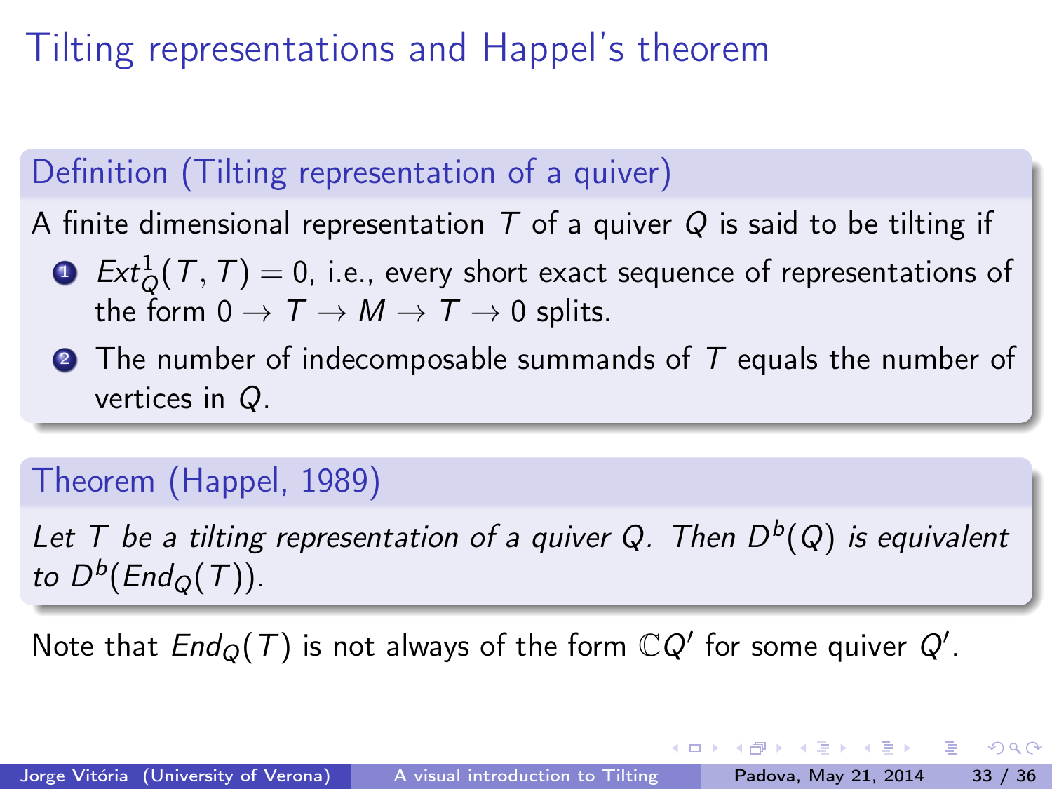# Tilting representations and Happel's theorem

**Definition (Tilting representation of a quiver)**

A finite dimensional representation $T$ of a quiver $Q$ is said to be tilting if

1. $Ext^1_Q(T,T) = 0$, i.e., every short exact sequence of representations of the form $0 \to T \to M \to T \to 0$ splits.
2. The number of indecomposable summands of $T$ equals the number of vertices in $Q$.

**Theorem (Happel, 1989)**

*Let $T$ be a tilting representation of a quiver $Q$. Then $D^b(Q)$ is equivalent to $D^b(End_Q(T))$.*

Note that $End_Q(T)$ is not always of the form $\mathbb{C}Q'$ for some quiver $Q'$.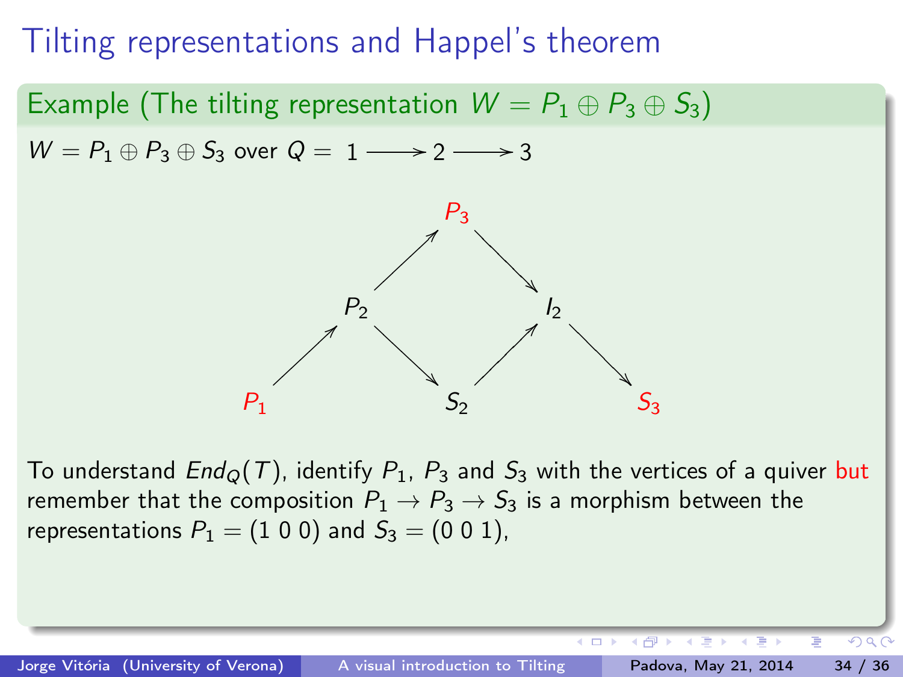# Tilting representations and Happel's theorem

## Example (The tilting representation $W = P_1 \oplus P_3 \oplus S_3$)

$W = P_1 \oplus P_3 \oplus S_3$ over $Q = 1 \longrightarrow 2 \longrightarrow 3$

$P_3$

$P_2$ $I_2$

$P_1$ $S_2$ $S_3$

To understand $End_Q(T)$, identify $P_1$, $P_3$ and $S_3$ with the vertices of a quiver but remember that the composition $P_1 \to P_3 \to S_3$ is a morphism between the representations $P_1 = (1\ 0\ 0)$ and $S_3 = (0\ 0\ 1)$,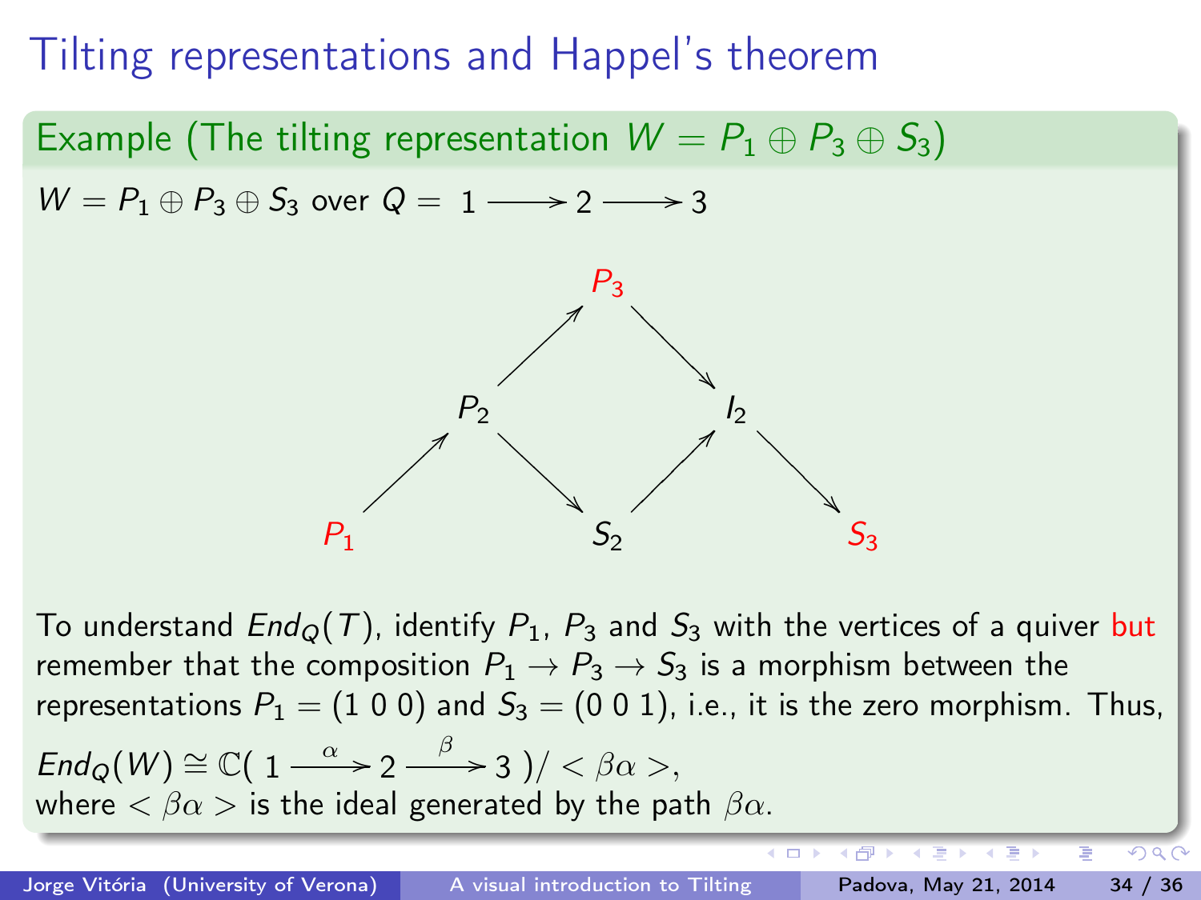# Tilting representations and Happel's theorem

## Example (The tilting representation $W = P_1 \oplus P_3 \oplus S_3$)

$W = P_1 \oplus P_3 \oplus S_3$ over $Q = 1 \longrightarrow 2 \longrightarrow 3$

$P_3$

$P_2$ $I_2$

$P_1$ $S_2$ $S_3$

To understand $End_Q(T)$, identify $P_1$, $P_3$ and $S_3$ with the vertices of a quiver but remember that the composition $P_1 \to P_3 \to S_3$ is a morphism between the representations $P_1 = (1\ 0\ 0)$ and $S_3 = (0\ 0\ 1)$, i.e., it is the zero morphism. Thus,

$End_Q(W) \cong \mathbb{C}(\ 1 \xrightarrow{\alpha} 2 \xrightarrow{\beta} 3\ )/ < \beta\alpha >$,
where $< \beta\alpha >$ is the ideal generated by the path $\beta\alpha$.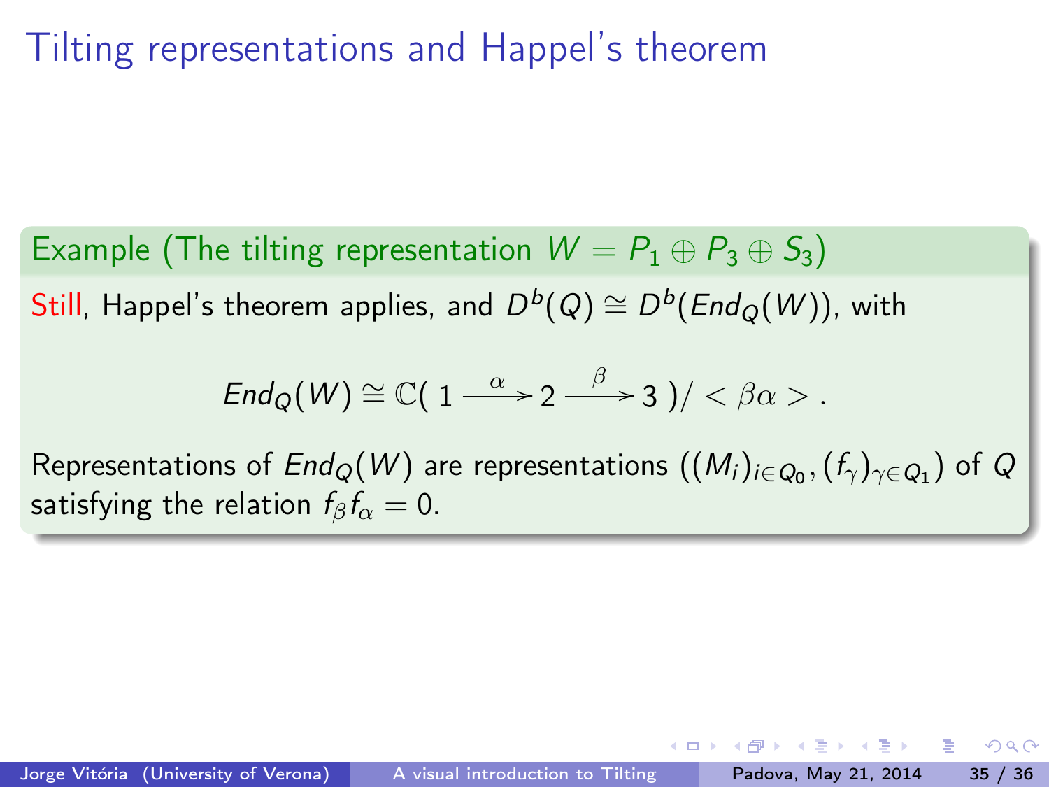# Tilting representations and Happel's theorem

**Example (The tilting representation $W = P_1 \oplus P_3 \oplus S_3$)**

Still, Happel's theorem applies, and $D^b(Q) \cong D^b(End_Q(W))$, with

$$End_Q(W) \cong \mathbb{C}(\, 1 \xrightarrow{\alpha} 2 \xrightarrow{\beta} 3 \,)/ < \beta\alpha > .$$

Representations of $End_Q(W)$ are representations $((M_i)_{i \in Q_0}, (f_\gamma)_{\gamma \in Q_1})$ of $Q$ satisfying the relation $f_\beta f_\alpha = 0$.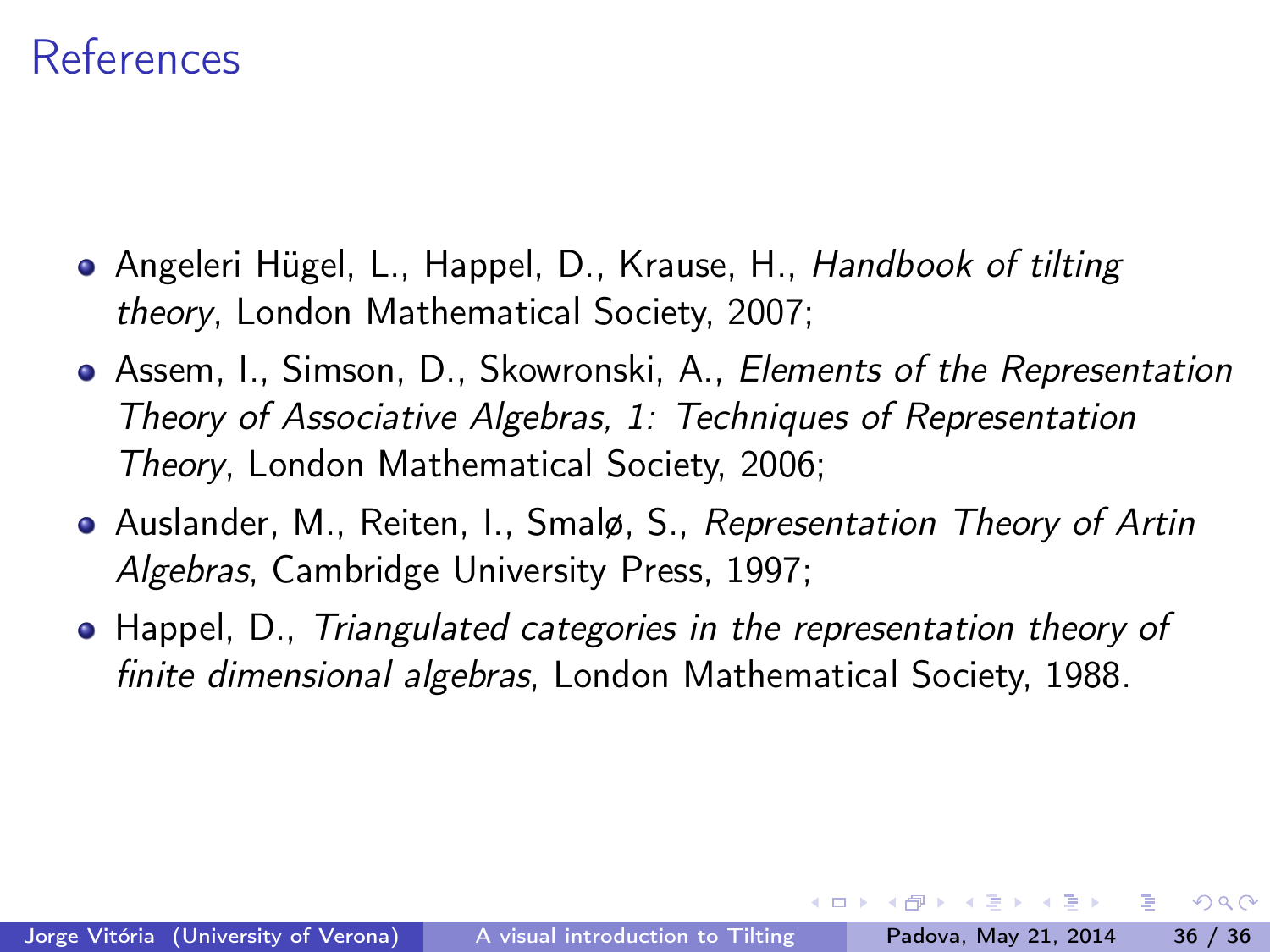# References

- Angeleri Hügel, L., Happel, D., Krause, H., *Handbook of tilting theory*, London Mathematical Society, 2007;
- Assem, I., Simson, D., Skowronski, A., *Elements of the Representation Theory of Associative Algebras, 1: Techniques of Representation Theory*, London Mathematical Society, 2006;
- Auslander, M., Reiten, I., Smalø, S., *Representation Theory of Artin Algebras*, Cambridge University Press, 1997;
- Happel, D., *Triangulated categories in the representation theory of finite dimensional algebras*, London Mathematical Society, 1988.